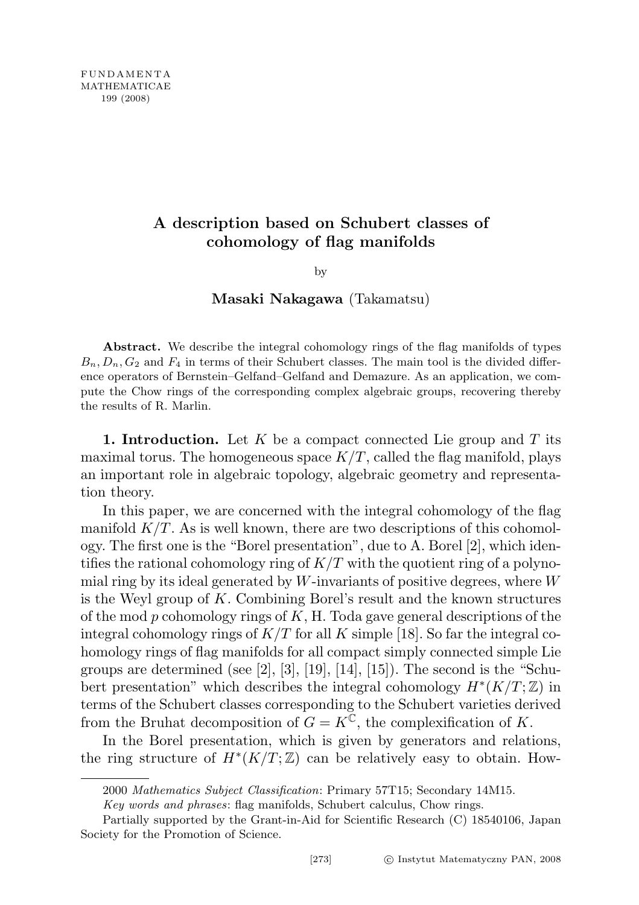# A description based on Schubert classes of cohomology of flag manifolds

by

**Masaki Nakagawa** (Takamatsu)

**Abstract.** We describe the integral cohomology rings of the flag manifolds of types $B_n, D_n, G_2$ and $F_4$ in terms of their Schubert classes. The main tool is the divided difference operators of Bernstein–Gelfand–Gelfand and Demazure. As an application, we compute the Chow rings of the corresponding complex algebraic groups, recovering thereby the results of R. Marlin.

**1. Introduction.** Let $K$ be a compact connected Lie group and $T$ its maximal torus. The homogeneous space $K/T$, called the flag manifold, plays an important role in algebraic topology, algebraic geometry and representation theory.

In this paper, we are concerned with the integral cohomology of the flag manifold $K/T$. As is well known, there are two descriptions of this cohomology. The first one is the "Borel presentation", due to A. Borel [2], which identifies the rational cohomology ring of $K/T$ with the quotient ring of a polynomial ring by its ideal generated by $W$-invariants of positive degrees, where $W$ is the Weyl group of $K$. Combining Borel's result and the known structures of the mod $p$ cohomology rings of $K$, H. Toda gave general descriptions of the integral cohomology rings of $K/T$ for all $K$ simple [18]. So far the integral cohomology rings of flag manifolds for all compact simply connected simple Lie groups are determined (see [2], [3], [19], [14], [15]). The second is the "Schubert presentation" which describes the integral cohomology $H^*(K/T;\mathbb{Z})$ in terms of the Schubert classes corresponding to the Schubert varieties derived from the Bruhat decomposition of $G = K^{\mathbb{C}}$, the complexification of $K$.

In the Borel presentation, which is given by generators and relations, the ring structure of $H^*(K/T;\mathbb{Z})$ can be relatively easy to obtain. How-

---

2000 *Mathematics Subject Classification*: Primary 57T15; Secondary 14M15.

*Key words and phrases*: flag manifolds, Schubert calculus, Chow rings.

Partially supported by the Grant-in-Aid for Scientific Research (C) 18540106, Japan Society for the Promotion of Science.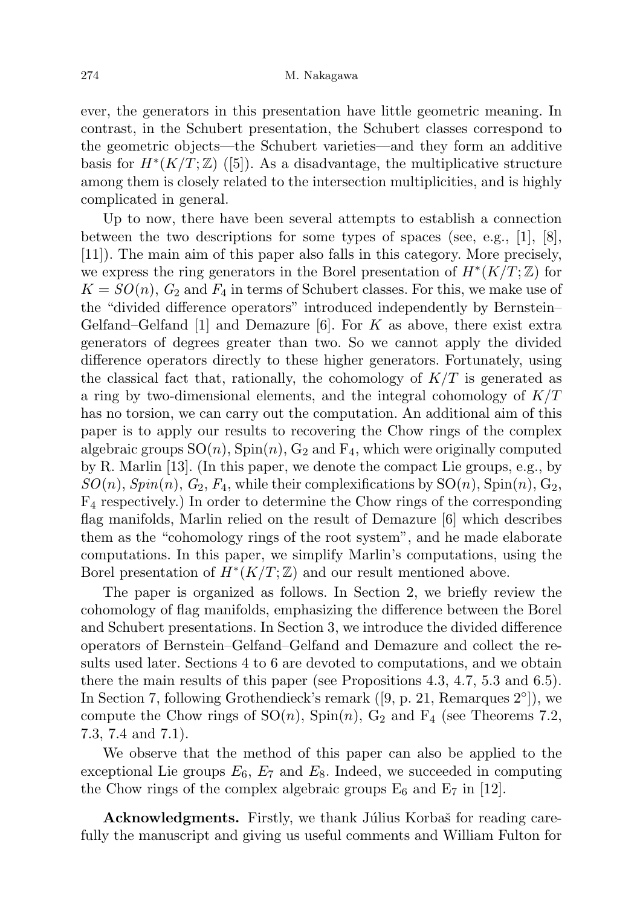ever, the generators in this presentation have little geometric meaning. In contrast, in the Schubert presentation, the Schubert classes correspond to the geometric objects—the Schubert varieties—and they form an additive basis for $H^*(K/T;\mathbb{Z})$ ([5]). As a disadvantage, the multiplicative structure among them is closely related to the intersection multiplicities, and is highly complicated in general.

Up to now, there have been several attempts to establish a connection between the two descriptions for some types of spaces (see, e.g., [1], [8], [11]). The main aim of this paper also falls in this category. More precisely, we express the ring generators in the Borel presentation of $H^*(K/T;\mathbb{Z})$ for $K = SO(n)$, $G_2$ and $F_4$ in terms of Schubert classes. For this, we make use of the "divided difference operators" introduced independently by Bernstein–Gelfand–Gelfand [1] and Demazure [6]. For $K$ as above, there exist extra generators of degrees greater than two. So we cannot apply the divided difference operators directly to these higher generators. Fortunately, using the classical fact that, rationally, the cohomology of $K/T$ is generated as a ring by two-dimensional elements, and the integral cohomology of $K/T$ has no torsion, we can carry out the computation. An additional aim of this paper is to apply our results to recovering the Chow rings of the complex algebraic groups $\mathrm{SO}(n)$, $\mathrm{Spin}(n)$, $\mathrm{G}_2$ and $\mathrm{F}_4$, which were originally computed by R. Marlin [13]. (In this paper, we denote the compact Lie groups, e.g., by $SO(n)$, $Spin(n)$, $G_2$, $F_4$, while their complexifications by $\mathrm{SO}(n)$, $\mathrm{Spin}(n)$, $\mathrm{G}_2$, $\mathrm{F}_4$ respectively.) In order to determine the Chow rings of the corresponding flag manifolds, Marlin relied on the result of Demazure [6] which describes them as the "cohomology rings of the root system", and he made elaborate computations. In this paper, we simplify Marlin's computations, using the Borel presentation of $H^*(K/T;\mathbb{Z})$ and our result mentioned above.

The paper is organized as follows. In Section 2, we briefly review the cohomology of flag manifolds, emphasizing the difference between the Borel and Schubert presentations. In Section 3, we introduce the divided difference operators of Bernstein–Gelfand–Gelfand and Demazure and collect the results used later. Sections 4 to 6 are devoted to computations, and we obtain there the main results of this paper (see Propositions 4.3, 4.7, 5.3 and 6.5). In Section 7, following Grothendieck's remark ([9, p. 21, Remarques 2°]), we compute the Chow rings of $\mathrm{SO}(n)$, $\mathrm{Spin}(n)$, $\mathrm{G}_2$ and $\mathrm{F}_4$ (see Theorems 7.2, 7.3, 7.4 and 7.1).

We observe that the method of this paper can also be applied to the exceptional Lie groups $E_6$, $E_7$ and $E_8$. Indeed, we succeeded in computing the Chow rings of the complex algebraic groups $\mathrm{E}_6$ and $\mathrm{E}_7$ in [12].

**Acknowledgments.** Firstly, we thank Július Korbaš for reading carefully the manuscript and giving us useful comments and William Fulton for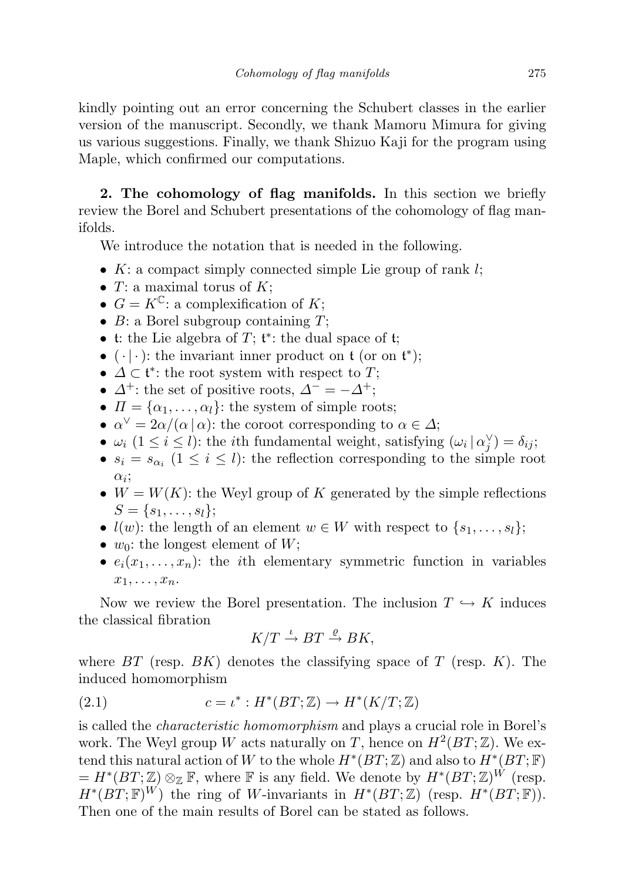kindly pointing out an error concerning the Schubert classes in the earlier version of the manuscript. Secondly, we thank Mamoru Mimura for giving us various suggestions. Finally, we thank Shizuo Kaji for the program using Maple, which confirmed our computations.

**2. The cohomology of flag manifolds.** In this section we briefly review the Borel and Schubert presentations of the cohomology of flag manifolds.

We introduce the notation that is needed in the following.

- $K$: a compact simply connected simple Lie group of rank $l$;
- $T$: a maximal torus of $K$;
- $G = K^{\mathbb{C}}$: a complexification of $K$;
- $B$: a Borel subgroup containing $T$;
- $\mathfrak{t}$: the Lie algebra of $T$; $\mathfrak{t}^*$: the dual space of $\mathfrak{t}$;
- $(\cdot\,|\,\cdot)$: the invariant inner product on $\mathfrak{t}$ (or on $\mathfrak{t}^*$);
- $\Delta \subset \mathfrak{t}^*$: the root system with respect to $T$;
- $\Delta^+$: the set of positive roots, $\Delta^- = -\Delta^+$;
- $\Pi = \{\alpha_1, \dots, \alpha_l\}$: the system of simple roots;
- $\alpha^\vee = 2\alpha/(\alpha\,|\,\alpha)$: the coroot corresponding to $\alpha \in \Delta$;
- $\omega_i$ $(1 \le i \le l)$: the $i$th fundamental weight, satisfying $(\omega_i\,|\,\alpha_j^\vee) = \delta_{ij}$;
- $s_i = s_{\alpha_i}$ $(1 \le i \le l)$: the reflection corresponding to the simple root $\alpha_i$;
- $W = W(K)$: the Weyl group of $K$ generated by the simple reflections $S = \{s_1, \dots, s_l\}$;
- $l(w)$: the length of an element $w \in W$ with respect to $\{s_1, \dots, s_l\}$;
- $w_0$: the longest element of $W$;
- $e_i(x_1, \dots, x_n)$: the $i$th elementary symmetric function in variables $x_1, \dots, x_n$.

Now we review the Borel presentation. The inclusion $T \hookrightarrow K$ induces the classical fibration

$$K/T \xrightarrow{\iota} BT \xrightarrow{\varrho} BK,$$

where $BT$ (resp. $BK$) denotes the classifying space of $T$ (resp. $K$). The induced homomorphism

$$c = \iota^* : H^*(BT;\mathbb{Z}) \to H^*(K/T;\mathbb{Z}) \tag{2.1}$$

is called the *characteristic homomorphism* and plays a crucial role in Borel's work. The Weyl group $W$ acts naturally on $T$, hence on $H^2(BT;\mathbb{Z})$. We extend this natural action of $W$ to the whole $H^*(BT;\mathbb{Z})$ and also to $H^*(BT;\mathbb{F}) = H^*(BT;\mathbb{Z}) \otimes_{\mathbb{Z}} \mathbb{F}$, where $\mathbb{F}$ is any field. We denote by $H^*(BT;\mathbb{Z})^W$ (resp. $H^*(BT;\mathbb{F})^W$) the ring of $W$-invariants in $H^*(BT;\mathbb{Z})$ (resp. $H^*(BT;\mathbb{F})$). Then one of the main results of Borel can be stated as follows.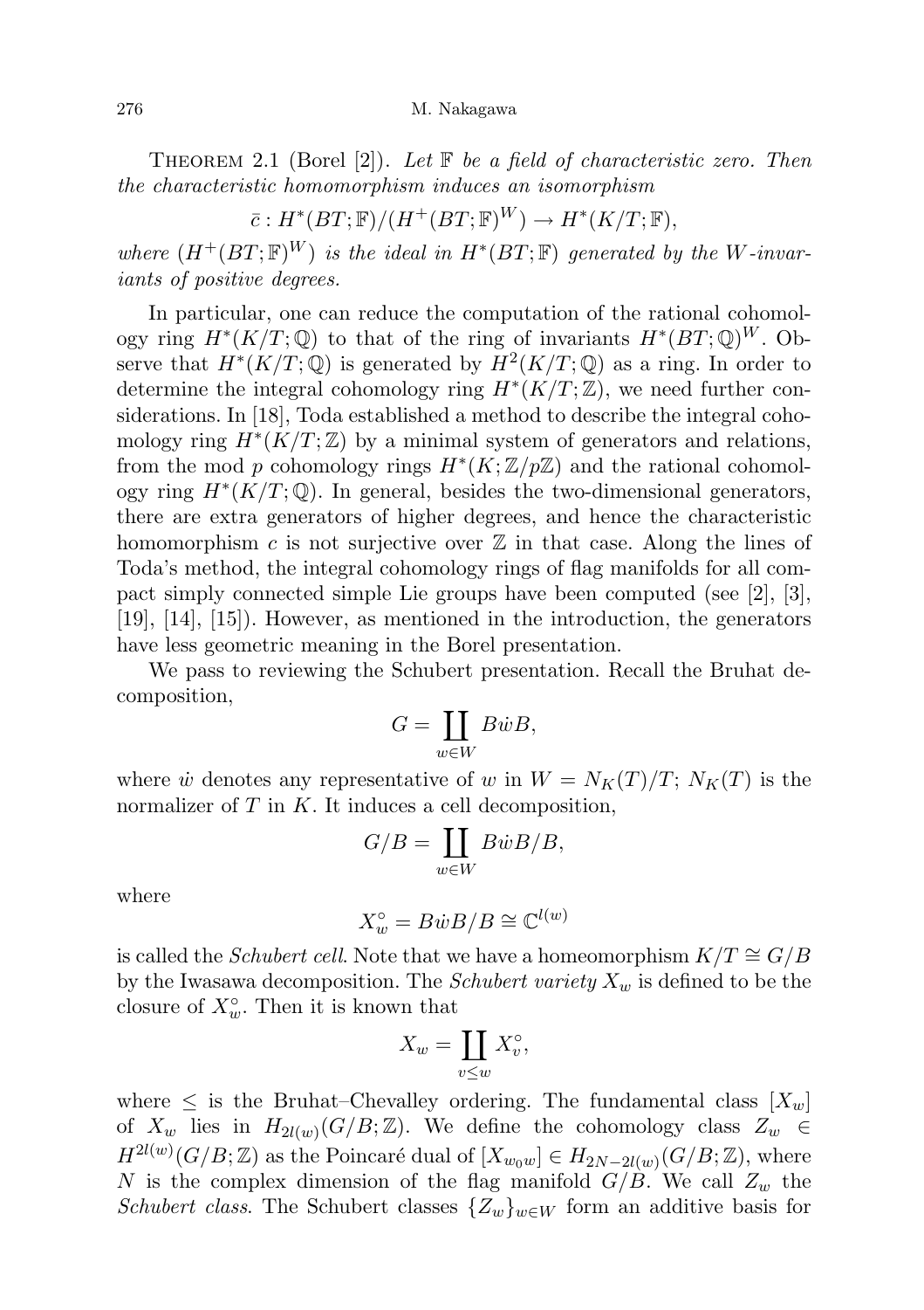THEOREM 2.1 (Borel [2]). *Let $\mathbb{F}$ be a field of characteristic zero. Then the characteristic homomorphism induces an isomorphism*

$$\bar{c} : H^*(BT;\mathbb{F})/(H^+(BT;\mathbb{F})^W) \to H^*(K/T;\mathbb{F}),$$

*where $(H^+(BT;\mathbb{F})^W)$ is the ideal in $H^*(BT;\mathbb{F})$ generated by the $W$-invariants of positive degrees.*

In particular, one can reduce the computation of the rational cohomology ring $H^*(K/T;\mathbb{Q})$ to that of the ring of invariants $H^*(BT;\mathbb{Q})^W$. Observe that $H^*(K/T;\mathbb{Q})$ is generated by $H^2(K/T;\mathbb{Q})$ as a ring. In order to determine the integral cohomology ring $H^*(K/T;\mathbb{Z})$, we need further considerations. In [18], Toda established a method to describe the integral cohomology ring $H^*(K/T;\mathbb{Z})$ by a minimal system of generators and relations, from the mod $p$ cohomology rings $H^*(K;\mathbb{Z}/p\mathbb{Z})$ and the rational cohomology ring $H^*(K/T;\mathbb{Q})$. In general, besides the two-dimensional generators, there are extra generators of higher degrees, and hence the characteristic homomorphism $c$ is not surjective over $\mathbb{Z}$ in that case. Along the lines of Toda's method, the integral cohomology rings of flag manifolds for all compact simply connected simple Lie groups have been computed (see [2], [3], [19], [14], [15]). However, as mentioned in the introduction, the generators have less geometric meaning in the Borel presentation.

We pass to reviewing the Schubert presentation. Recall the Bruhat decomposition,

$$G = \coprod_{w\in W} B\dot{w}B,$$

where $\dot{w}$ denotes any representative of $w$ in $W = N_K(T)/T$; $N_K(T)$ is the normalizer of $T$ in $K$. It induces a cell decomposition,

$$G/B = \coprod_{w\in W} B\dot{w}B/B,$$

where

$$X_w^\circ = B\dot{w}B/B \cong \mathbb{C}^{l(w)}$$

is called the *Schubert cell*. Note that we have a homeomorphism $K/T \cong G/B$ by the Iwasawa decomposition. The *Schubert variety* $X_w$ is defined to be the closure of $X_w^\circ$. Then it is known that

$$X_w = \coprod_{v\le w} X_v^\circ,$$

where $\le$ is the Bruhat–Chevalley ordering. The fundamental class $[X_w]$ of $X_w$ lies in $H_{2l(w)}(G/B;\mathbb{Z})$. We define the cohomology class $Z_w \in H^{2l(w)}(G/B;\mathbb{Z})$ as the Poincaré dual of $[X_{w_0w}] \in H_{2N-2l(w)}(G/B;\mathbb{Z})$, where $N$ is the complex dimension of the flag manifold $G/B$. We call $Z_w$ the *Schubert class*. The Schubert classes $\{Z_w\}_{w\in W}$ form an additive basis for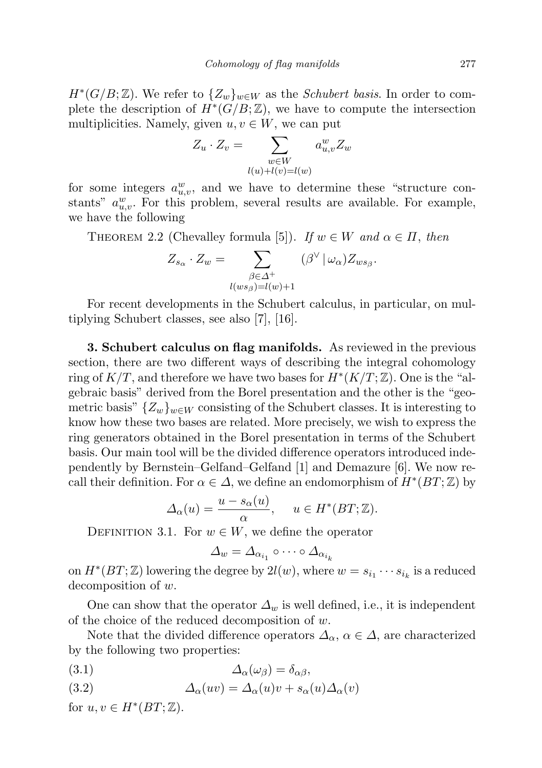$H^*(G/B;\mathbb{Z})$. We refer to $\{Z_w\}_{w\in W}$ as the *Schubert basis*. In order to complete the description of $H^*(G/B;\mathbb{Z})$, we have to compute the intersection multiplicities. Namely, given $u, v \in W$, we can put

$$Z_u \cdot Z_v = \sum_{\substack{w\in W \\ l(u)+l(v)=l(w)}} a_{u,v}^w Z_w$$

for some integers $a_{u,v}^w$, and we have to determine these "structure constants" $a_{u,v}^w$. For this problem, several results are available. For example, we have the following

THEOREM 2.2 (Chevalley formula [5]). *If $w \in W$ and $\alpha \in \Pi$, then*

$$Z_{s_\alpha} \cdot Z_w = \sum_{\substack{\beta\in\Delta^+ \\ l(ws_\beta)=l(w)+1}} (\beta^\vee \mid \omega_\alpha) Z_{ws_\beta}.$$

For recent developments in the Schubert calculus, in particular, on multiplying Schubert classes, see also [7], [16].

**3. Schubert calculus on flag manifolds.** As reviewed in the previous section, there are two different ways of describing the integral cohomology ring of $K/T$, and therefore we have two bases for $H^*(K/T;\mathbb{Z})$. One is the "algebraic basis" derived from the Borel presentation and the other is the "geometric basis" $\{Z_w\}_{w\in W}$ consisting of the Schubert classes. It is interesting to know how these two bases are related. More precisely, we wish to express the ring generators obtained in the Borel presentation in terms of the Schubert basis. Our main tool will be the divided difference operators introduced independently by Bernstein–Gelfand–Gelfand [1] and Demazure [6]. We now recall their definition. For $\alpha \in \Delta$, we define an endomorphism of $H^*(BT;\mathbb{Z})$ by

$$\Delta_\alpha(u) = \frac{u - s_\alpha(u)}{\alpha}, \quad u \in H^*(BT;\mathbb{Z}).$$

DEFINITION 3.1. For $w \in W$, we define the operator

$$\Delta_w = \Delta_{\alpha_{i_1}} \circ \cdots \circ \Delta_{\alpha_{i_k}}$$

on $H^*(BT;\mathbb{Z})$ lowering the degree by $2l(w)$, where $w = s_{i_1}\cdots s_{i_k}$ is a reduced decomposition of $w$.

One can show that the operator $\Delta_w$ is well defined, i.e., it is independent of the choice of the reduced decomposition of $w$.

Note that the divided difference operators $\Delta_\alpha$, $\alpha \in \Delta$, are characterized by the following two properties:

$$\Delta_\alpha(\omega_\beta) = \delta_{\alpha\beta}, \tag{3.1}$$

$$\Delta_\alpha(uv) = \Delta_\alpha(u)v + s_\alpha(u)\Delta_\alpha(v) \tag{3.2}$$

for $u, v \in H^*(BT;\mathbb{Z})$.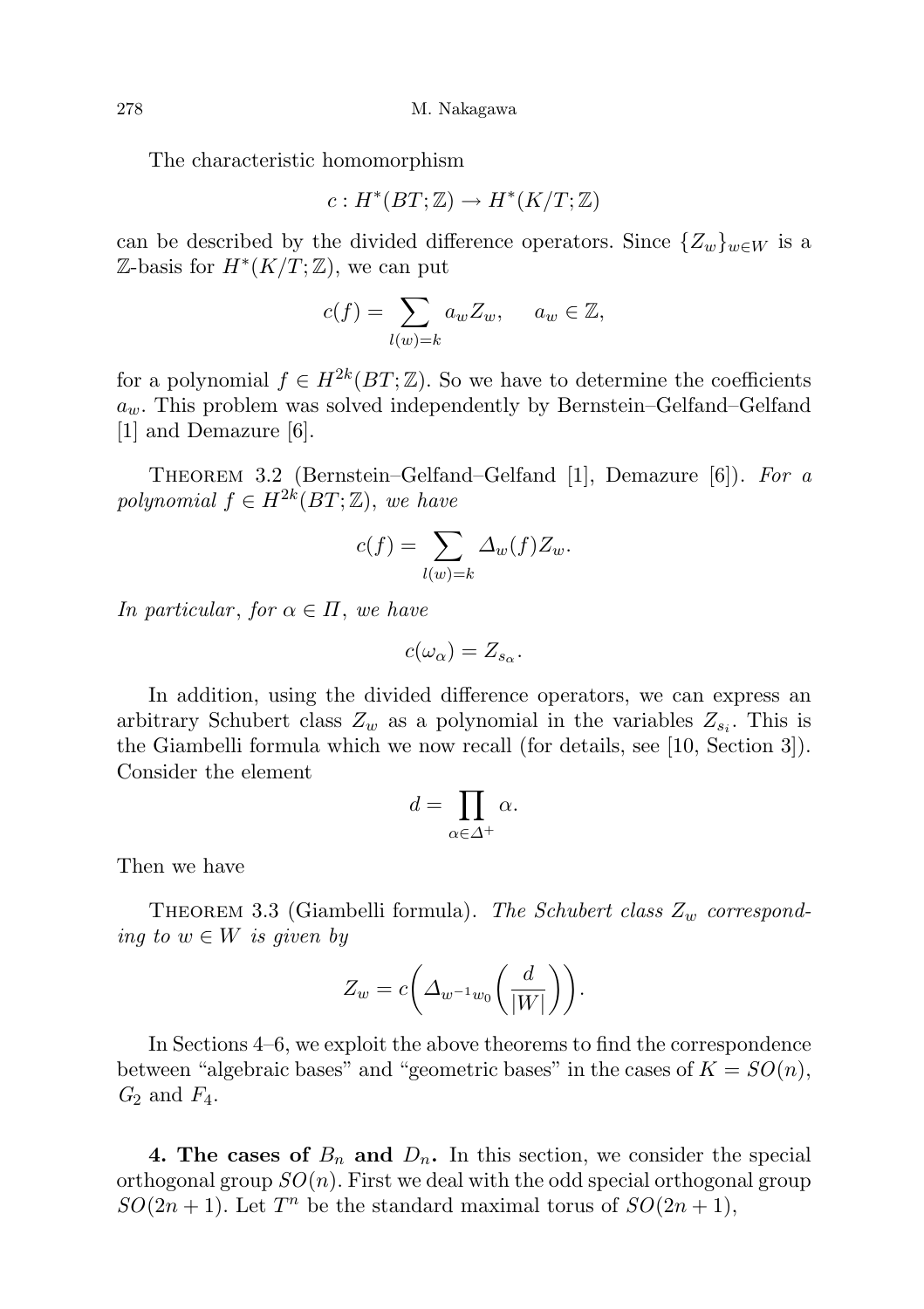The characteristic homomorphism

$$c : H^*(BT;\mathbb{Z}) \to H^*(K/T;\mathbb{Z})$$

can be described by the divided difference operators. Since $\{Z_w\}_{w\in W}$ is a $\mathbb{Z}$-basis for $H^*(K/T;\mathbb{Z})$, we can put

$$c(f) = \sum_{l(w)=k} a_w Z_w, \quad a_w \in \mathbb{Z},$$

for a polynomial $f \in H^{2k}(BT;\mathbb{Z})$. So we have to determine the coefficients $a_w$. This problem was solved independently by Bernstein–Gelfand–Gelfand [1] and Demazure [6].

Theorem 3.2 (Bernstein–Gelfand–Gelfand [1], Demazure [6]). *For a polynomial $f \in H^{2k}(BT;\mathbb{Z})$, we have*

$$c(f) = \sum_{l(w)=k} \Delta_w(f) Z_w.$$

*In particular, for $\alpha \in \Pi$, we have*

$$c(\omega_\alpha) = Z_{s_\alpha}.$$

In addition, using the divided difference operators, we can express an arbitrary Schubert class $Z_w$ as a polynomial in the variables $Z_{s_i}$. This is the Giambelli formula which we now recall (for details, see [10, Section 3]). Consider the element

$$d = \prod_{\alpha\in\Delta^+} \alpha.$$

Then we have

Theorem 3.3 (Giambelli formula). *The Schubert class $Z_w$ corresponding to $w \in W$ is given by*

$$Z_w = c\biggl(\Delta_{w^{-1}w_0}\biggl(\frac{d}{|W|}\biggr)\biggr).$$

In Sections 4–6, we exploit the above theorems to find the correspondence between "algebraic bases" and "geometric bases" in the cases of $K = SO(n)$, $G_2$ and $F_4$.

**4. The cases of $B_n$ and $D_n$.** In this section, we consider the special orthogonal group $SO(n)$. First we deal with the odd special orthogonal group $SO(2n+1)$. Let $T^n$ be the standard maximal torus of $SO(2n+1)$,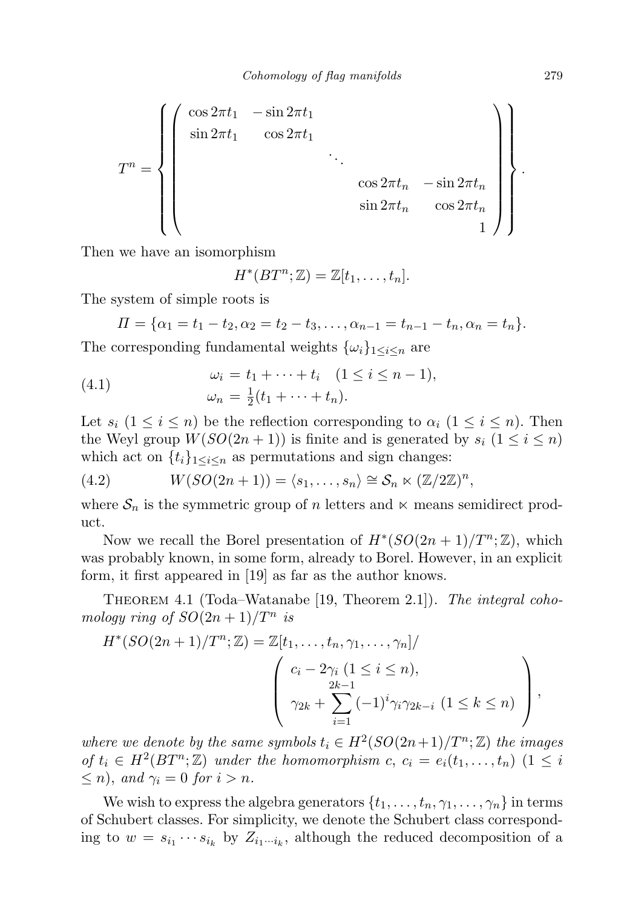$$
T^n = \left\{ \begin{pmatrix} \cos 2\pi t_1 & -\sin 2\pi t_1 & & & & \\ \sin 2\pi t_1 & \cos 2\pi t_1 & & & & \\ & & \ddots & & & \\ & & & \cos 2\pi t_n & -\sin 2\pi t_n & \\ & & & \sin 2\pi t_n & \cos 2\pi t_n & \\ & & & & & 1 \end{pmatrix} \right\}.
$$

Then we have an isomorphism

$$
H^*(BT^n;\mathbb{Z}) = \mathbb{Z}[t_1,\dots,t_n].
$$

The system of simple roots is

$$
\Pi = \{\alpha_1 = t_1 - t_2, \alpha_2 = t_2 - t_3, \dots, \alpha_{n-1} = t_{n-1} - t_n, \alpha_n = t_n\}.
$$

The corresponding fundamental weights $\{\omega_i\}_{1\le i\le n}$ are

$$
\begin{aligned}
\omega_i &= t_1 + \cdots + t_i \quad (1 \le i \le n-1),\\
\omega_n &= \tfrac{1}{2}(t_1 + \cdots + t_n).
\end{aligned} \tag{4.1}
$$

Let $s_i$ $(1 \le i \le n)$ be the reflection corresponding to $\alpha_i$ $(1 \le i \le n)$. Then the Weyl group $W(SO(2n+1))$ is finite and is generated by $s_i$ $(1 \le i \le n)$ which act on $\{t_i\}_{1\le i\le n}$ as permutations and sign changes:

$$
W(SO(2n+1)) = \langle s_1,\dots,s_n\rangle \cong \mathcal{S}_n \ltimes (\mathbb{Z}/2\mathbb{Z})^n, \tag{4.2}
$$

where $\mathcal{S}_n$ is the symmetric group of $n$ letters and $\ltimes$ means semidirect product.

Now we recall the Borel presentation of $H^*(SO(2n+1)/T^n;\mathbb{Z})$, which was probably known, in some form, already to Borel. However, in an explicit form, it first appeared in [19] as far as the author knows.

Theorem 4.1 (Toda–Watanabe [19, Theorem 2.1]). *The integral cohomology ring of $SO(2n+1)/T^n$ is*

$$
H^*(SO(2n+1)/T^n;\mathbb{Z}) = \mathbb{Z}[t_1,\dots,t_n,\gamma_1,\dots,\gamma_n] / \left( \begin{array}{l} c_i - 2\gamma_i \ (1 \le i \le n), \\ \gamma_{2k} + \displaystyle\sum_{i=1}^{2k-1} (-1)^i \gamma_i \gamma_{2k-i} \ (1 \le k \le n) \end{array} \right),
$$

*where we denote by the same symbols $t_i \in H^2(SO(2n+1)/T^n;\mathbb{Z})$ the images of $t_i \in H^2(BT^n;\mathbb{Z})$ under the homomorphism $c$, $c_i = e_i(t_1,\dots,t_n)$ $(1 \le i \le n)$, and $\gamma_i = 0$ for $i > n$.*

We wish to express the algebra generators $\{t_1,\dots,t_n,\gamma_1,\dots,\gamma_n\}$ in terms of Schubert classes. For simplicity, we denote the Schubert class corresponding to $w = s_{i_1}\cdots s_{i_k}$ by $Z_{i_1\cdots i_k}$, although the reduced decomposition of a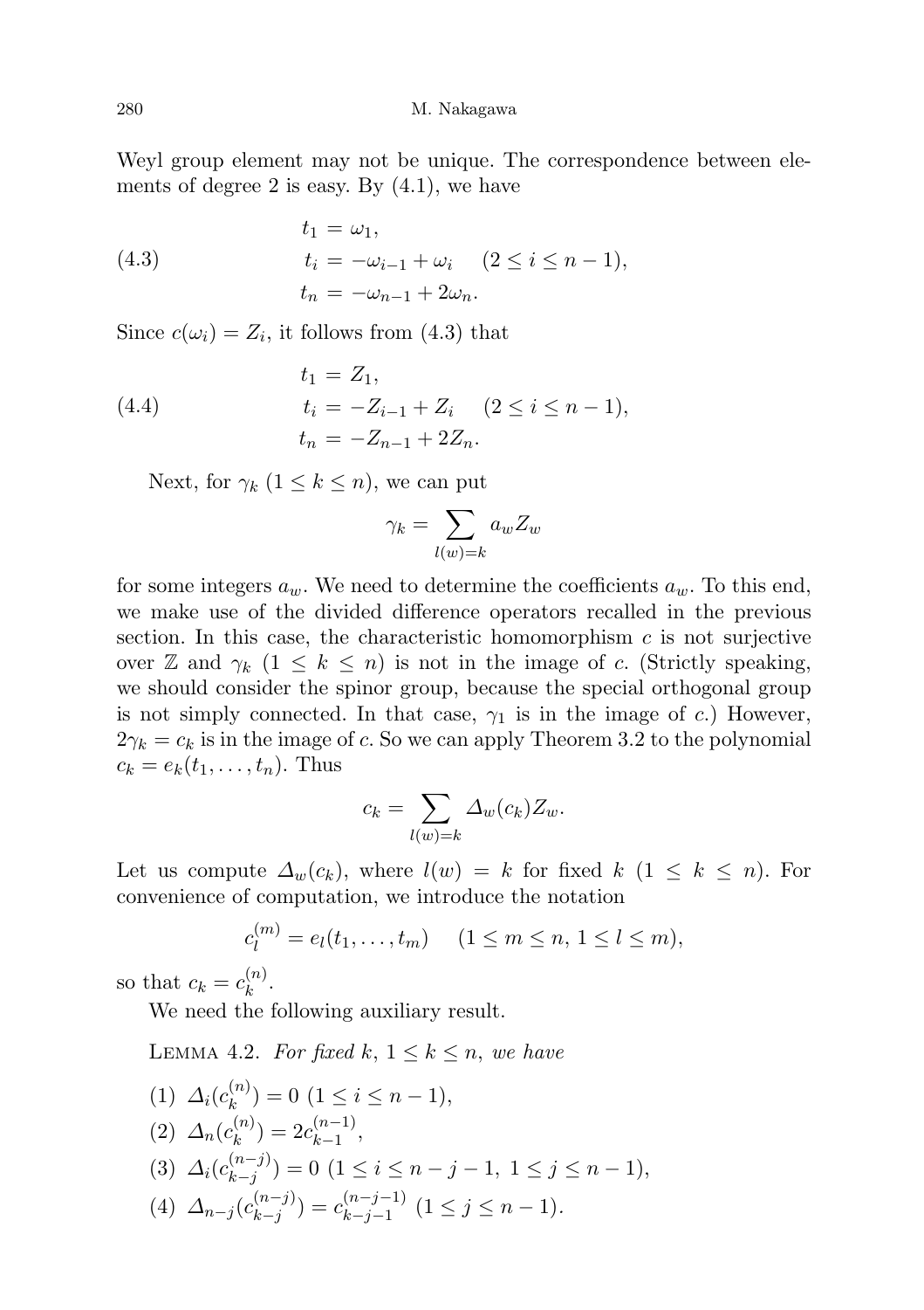Weyl group element may not be unique. The correspondence between elements of degree 2 is easy. By (4.1), we have

$$
\begin{aligned}
t_1 &= \omega_1, \\
t_i &= -\omega_{i-1} + \omega_i \quad (2 \le i \le n-1), \\
t_n &= -\omega_{n-1} + 2\omega_n.
\end{aligned}
\tag{4.3}
$$

Since $c(\omega_i) = Z_i$, it follows from (4.3) that

$$
\begin{aligned}
t_1 &= Z_1, \\
t_i &= -Z_{i-1} + Z_i \quad (2 \le i \le n-1), \\
t_n &= -Z_{n-1} + 2Z_n.
\end{aligned}
\tag{4.4}
$$

Next, for $\gamma_k$ $(1 \le k \le n)$, we can put

$$
\gamma_k = \sum_{l(w)=k} a_w Z_w
$$

for some integers $a_w$. We need to determine the coefficients $a_w$. To this end, we make use of the divided difference operators recalled in the previous section. In this case, the characteristic homomorphism $c$ is not surjective over $\mathbb{Z}$ and $\gamma_k$ $(1 \le k \le n)$ is not in the image of $c$. (Strictly speaking, we should consider the spinor group, because the special orthogonal group is not simply connected. In that case, $\gamma_1$ is in the image of $c$.) However, $2\gamma_k = c_k$ is in the image of $c$. So we can apply Theorem 3.2 to the polynomial $c_k = e_k(t_1, \dots, t_n)$. Thus

$$
c_k = \sum_{l(w)=k} \Delta_w(c_k) Z_w.
$$

Let us compute $\Delta_w(c_k)$, where $l(w) = k$ for fixed $k$ $(1 \le k \le n)$. For convenience of computation, we introduce the notation

$$
c_l^{(m)} = e_l(t_1, \dots, t_m) \quad (1 \le m \le n,\ 1 \le l \le m),
$$

so that $c_k = c_k^{(n)}$.

We need the following auxiliary result.

Lemma 4.2. *For fixed $k$, $1 \le k \le n$, we have*

(1) $\Delta_i(c_k^{(n)}) = 0$ $(1 \le i \le n-1)$,

(2) $\Delta_n(c_k^{(n)}) = 2c_{k-1}^{(n-1)}$,

(3) $\Delta_i(c_{k-j}^{(n-j)}) = 0$ $(1 \le i \le n-j-1,\ 1 \le j \le n-1)$,

(4) $\Delta_{n-j}(c_{k-j}^{(n-j)}) = c_{k-j-1}^{(n-j-1)}$ $(1 \le j \le n-1)$.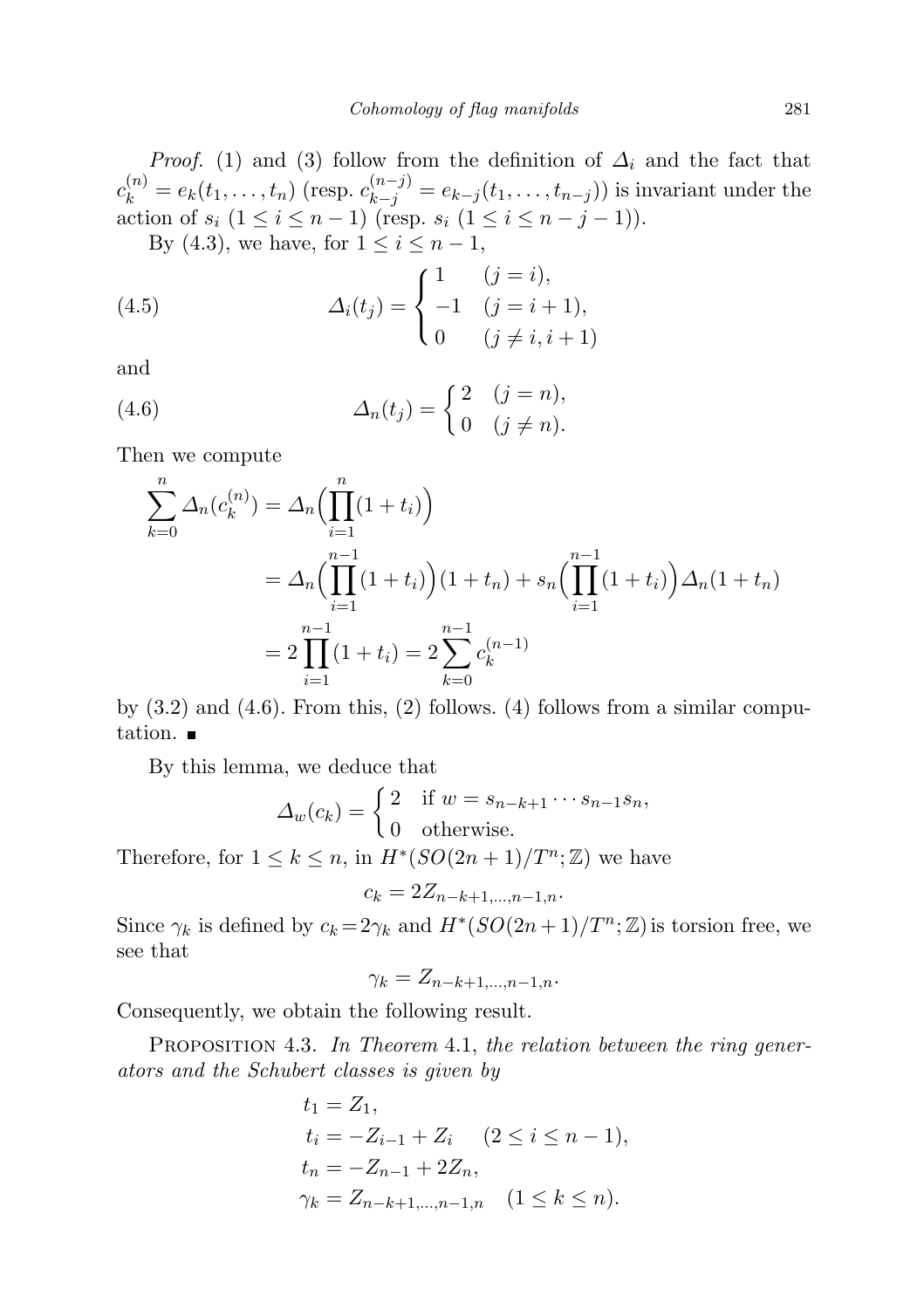*Proof.* (1) and (3) follow from the definition of $\Delta_i$ and the fact that $c_k^{(n)} = e_k(t_1, \ldots, t_n)$ (resp. $c_{k-j}^{(n-j)} = e_{k-j}(t_1, \ldots, t_{n-j})$) is invariant under the action of $s_i$ $(1 \le i \le n-1)$ (resp. $s_i$ $(1 \le i \le n-j-1)$).

By (4.3), we have, for $1 \le i \le n-1$,

$$
\Delta_i(t_j) = \begin{cases} 1 & (j = i), \\ -1 & (j = i+1), \\ 0 & (j \neq i, i+1) \end{cases} \tag{4.5}
$$

and

$$
\Delta_n(t_j) = \begin{cases} 2 & (j = n), \\ 0 & (j \neq n). \end{cases} \tag{4.6}
$$

Then we compute

$$
\begin{aligned}
\sum_{k=0}^{n} \Delta_n(c_k^{(n)}) &= \Delta_n\Big(\prod_{i=1}^{n}(1+t_i)\Big) \\
&= \Delta_n\Big(\prod_{i=1}^{n-1}(1+t_i)\Big)(1+t_n) + s_n\Big(\prod_{i=1}^{n-1}(1+t_i)\Big)\Delta_n(1+t_n) \\
&= 2\prod_{i=1}^{n-1}(1+t_i) = 2\sum_{k=0}^{n-1} c_k^{(n-1)}
\end{aligned}
$$

by (3.2) and (4.6). From this, (2) follows. (4) follows from a similar computation. ∎

By this lemma, we deduce that

$$
\Delta_w(c_k) = \begin{cases} 2 & \text{if } w = s_{n-k+1}\cdots s_{n-1}s_n, \\ 0 & \text{otherwise.} \end{cases}
$$

Therefore, for $1 \le k \le n$, in $H^*(SO(2n+1)/T^n; \mathbb{Z})$ we have

$$
c_k = 2Z_{n-k+1,\ldots,n-1,n}.
$$

Since $\gamma_k$ is defined by $c_k = 2\gamma_k$ and $H^*(SO(2n+1)/T^n; \mathbb{Z})$ is torsion free, we see that

$$
\gamma_k = Z_{n-k+1,\ldots,n-1,n}.
$$

Consequently, we obtain the following result.

Proposition 4.3. *In Theorem* 4.1, *the relation between the ring generators and the Schubert classes is given by*

$$
\begin{aligned}
t_1 &= Z_1, \\
t_i &= -Z_{i-1} + Z_i \quad (2 \le i \le n-1), \\
t_n &= -Z_{n-1} + 2Z_n, \\
\gamma_k &= Z_{n-k+1,\ldots,n-1,n} \quad (1 \le k \le n).
\end{aligned}
$$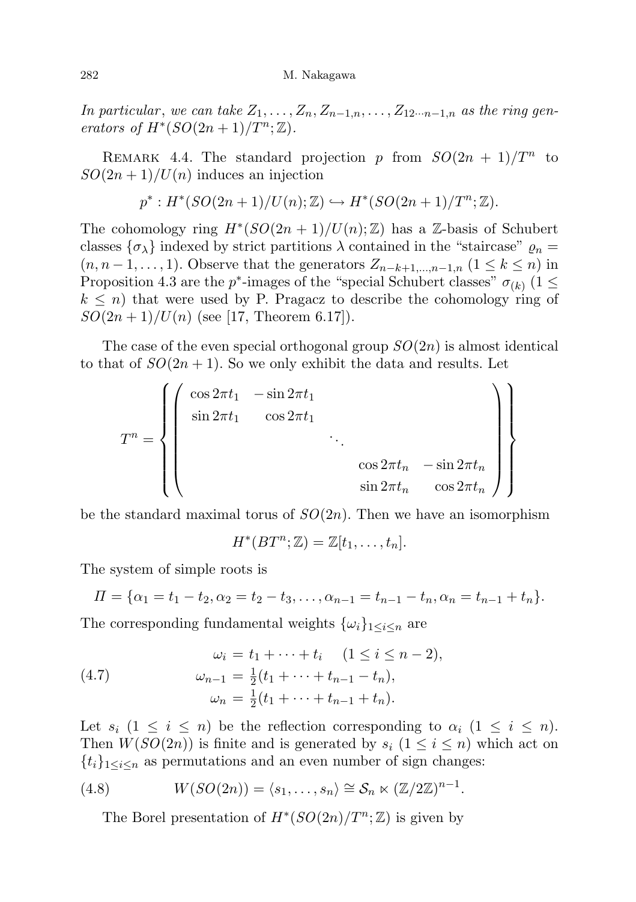*In particular, we can take $Z_1, \ldots, Z_n, Z_{n-1,n}, \ldots, Z_{12\cdots n-1,n}$ as the ring generators of $H^*(SO(2n+1)/T^n;\mathbb{Z})$.*

REMARK 4.4. The standard projection $p$ from $SO(2n+1)/T^n$ to $SO(2n+1)/U(n)$ induces an injection

$$p^* : H^*(SO(2n+1)/U(n);\mathbb{Z}) \hookrightarrow H^*(SO(2n+1)/T^n;\mathbb{Z}).$$

The cohomology ring $H^*(SO(2n+1)/U(n);\mathbb{Z})$ has a $\mathbb{Z}$-basis of Schubert classes $\{\sigma_\lambda\}$ indexed by strict partitions $\lambda$ contained in the "staircase" $\varrho_n = (n, n-1, \ldots, 1)$. Observe that the generators $Z_{n-k+1,\ldots,n-1,n}$ $(1 \le k \le n)$ in Proposition 4.3 are the $p^*$-images of the "special Schubert classes" $\sigma_{(k)}$ $(1 \le k \le n)$ that were used by P. Pragacz to describe the cohomology ring of $SO(2n+1)/U(n)$ (see [17, Theorem 6.17]).

The case of the even special orthogonal group $SO(2n)$ is almost identical to that of $SO(2n+1)$. So we only exhibit the data and results. Let

$$T^n = \left\{ \begin{pmatrix} \cos 2\pi t_1 & -\sin 2\pi t_1 & & & \\ \sin 2\pi t_1 & \cos 2\pi t_1 & & & \\ & & \ddots & & \\ & & & \cos 2\pi t_n & -\sin 2\pi t_n \\ & & & \sin 2\pi t_n & \cos 2\pi t_n \end{pmatrix} \right\}$$

be the standard maximal torus of $SO(2n)$. Then we have an isomorphism

$$H^*(BT^n;\mathbb{Z}) = \mathbb{Z}[t_1, \ldots, t_n].$$

The system of simple roots is

$$\Pi = \{\alpha_1 = t_1 - t_2, \alpha_2 = t_2 - t_3, \ldots, \alpha_{n-1} = t_{n-1} - t_n, \alpha_n = t_{n-1} + t_n\}.$$

The corresponding fundamental weights $\{\omega_i\}_{1 \le i \le n}$ are

$$\begin{aligned} \omega_i &= t_1 + \cdots + t_i \quad (1 \le i \le n-2), \\ \omega_{n-1} &= \tfrac{1}{2}(t_1 + \cdots + t_{n-1} - t_n), \\ \omega_n &= \tfrac{1}{2}(t_1 + \cdots + t_{n-1} + t_n). \end{aligned} \tag{4.7}$$

Let $s_i$ $(1 \le i \le n)$ be the reflection corresponding to $\alpha_i$ $(1 \le i \le n)$. Then $W(SO(2n))$ is finite and is generated by $s_i$ $(1 \le i \le n)$ which act on $\{t_i\}_{1 \le i \le n}$ as permutations and an even number of sign changes:

$$W(SO(2n)) = \langle s_1, \ldots, s_n \rangle \cong \mathcal{S}_n \ltimes (\mathbb{Z}/2\mathbb{Z})^{n-1}. \tag{4.8}$$

The Borel presentation of $H^*(SO(2n)/T^n;\mathbb{Z})$ is given by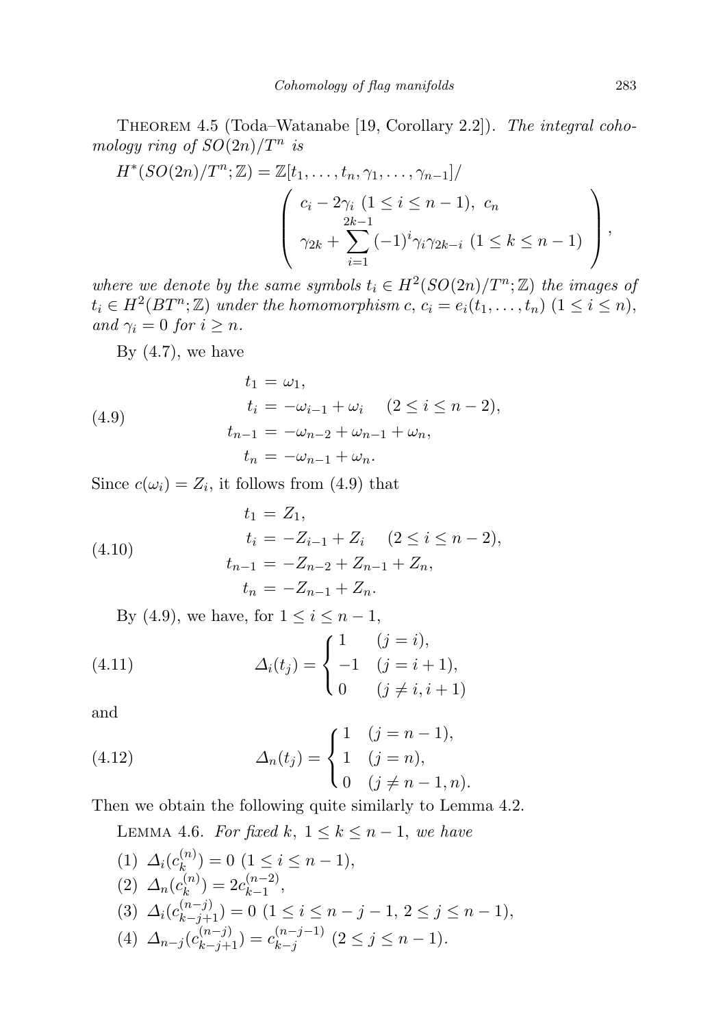THEOREM 4.5 (Toda–Watanabe [19, Corollary 2.2]). *The integral cohomology ring of* $SO(2n)/T^n$ *is*

$$H^*(SO(2n)/T^n;\mathbb{Z}) = \mathbb{Z}[t_1,\dots,t_n,\gamma_1,\dots,\gamma_{n-1}]/\left(\begin{array}{c} c_i - 2\gamma_i \ (1 \le i \le n-1),\ c_n \\ \gamma_{2k} + \sum_{i=1}^{2k-1}(-1)^i\gamma_i\gamma_{2k-i} \ (1 \le k \le n-1) \end{array}\right),$$

*where we denote by the same symbols* $t_i \in H^2(SO(2n)/T^n;\mathbb{Z})$ *the images of* $t_i \in H^2(BT^n;\mathbb{Z})$ *under the homomorphism* $c$, $c_i = e_i(t_1,\dots,t_n)$ $(1 \le i \le n)$, *and* $\gamma_i = 0$ *for* $i \ge n$.

By (4.7), we have

$$\begin{aligned} t_1 &= \omega_1, \\ t_i &= -\omega_{i-1} + \omega_i \quad (2 \le i \le n-2), \\ t_{n-1} &= -\omega_{n-2} + \omega_{n-1} + \omega_n, \\ t_n &= -\omega_{n-1} + \omega_n. \end{aligned} \tag{4.9}$$

Since $c(\omega_i) = Z_i$, it follows from (4.9) that

$$\begin{aligned} t_1 &= Z_1, \\ t_i &= -Z_{i-1} + Z_i \quad (2 \le i \le n-2), \\ t_{n-1} &= -Z_{n-2} + Z_{n-1} + Z_n, \\ t_n &= -Z_{n-1} + Z_n. \end{aligned} \tag{4.10}$$

By (4.9), we have, for $1 \le i \le n-1$,

$$\Delta_i(t_j) = \begin{cases} 1 & (j = i), \\ -1 & (j = i+1), \\ 0 & (j \ne i, i+1) \end{cases} \tag{4.11}$$

and

$$\Delta_n(t_j) = \begin{cases} 1 & (j = n-1), \\ 1 & (j = n), \\ 0 & (j \ne n-1, n). \end{cases} \tag{4.12}$$

Then we obtain the following quite similarly to Lemma 4.2.

LEMMA 4.6. *For fixed* $k$, $1 \le k \le n-1$, *we have*

(1) $\Delta_i(c_k^{(n)}) = 0$ $(1 \le i \le n-1)$,

(2) $\Delta_n(c_k^{(n)}) = 2c_{k-1}^{(n-2)}$,

(3) $\Delta_i(c_{k-j+1}^{(n-j)}) = 0$ $(1 \le i \le n-j-1,\ 2 \le j \le n-1)$,

(4) $\Delta_{n-j}(c_{k-j+1}^{(n-j)}) = c_{k-j}^{(n-j-1)}$ $(2 \le j \le n-1)$.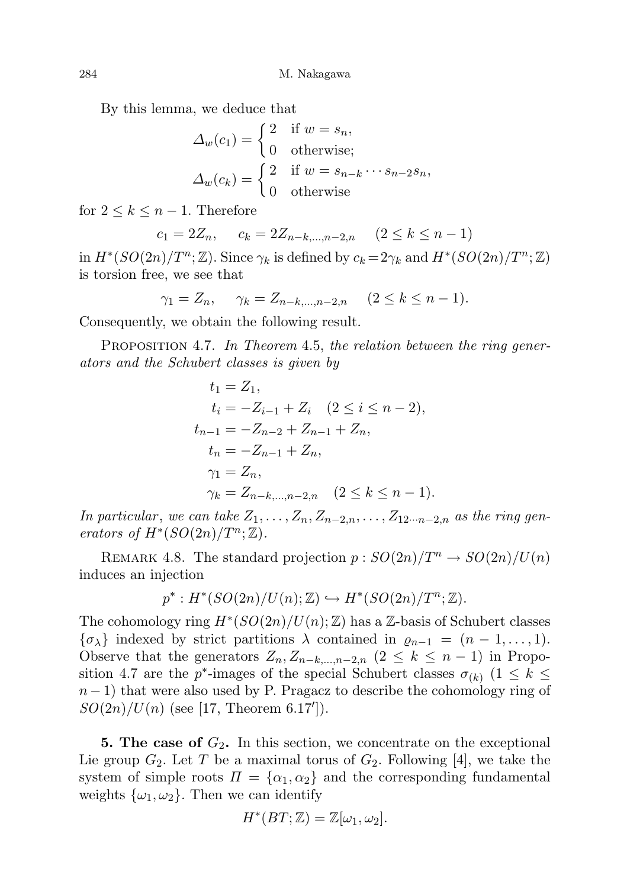By this lemma, we deduce that

$$\Delta_w(c_1) = \begin{cases} 2 & \text{if } w = s_n, \\ 0 & \text{otherwise;} \end{cases}$$
$$\Delta_w(c_k) = \begin{cases} 2 & \text{if } w = s_{n-k} \cdots s_{n-2}s_n, \\ 0 & \text{otherwise} \end{cases}$$

for $2 \le k \le n-1$. Therefore

$$c_1 = 2Z_n, \quad c_k = 2Z_{n-k,\dots,n-2,n} \quad (2 \le k \le n-1)$$

in $H^*(SO(2n)/T^n;\mathbb{Z})$. Since $\gamma_k$ is defined by $c_k = 2\gamma_k$ and $H^*(SO(2n)/T^n;\mathbb{Z})$ is torsion free, we see that

$$\gamma_1 = Z_n, \quad \gamma_k = Z_{n-k,\dots,n-2,n} \quad (2 \le k \le n-1).$$

Consequently, we obtain the following result.

Proposition 4.7. *In Theorem 4.5, the relation between the ring generators and the Schubert classes is given by*

$$\begin{aligned} t_1 &= Z_1, \\ t_i &= -Z_{i-1} + Z_i \quad (2 \le i \le n-2), \\ t_{n-1} &= -Z_{n-2} + Z_{n-1} + Z_n, \\ t_n &= -Z_{n-1} + Z_n, \\ \gamma_1 &= Z_n, \\ \gamma_k &= Z_{n-k,\dots,n-2,n} \quad (2 \le k \le n-1). \end{aligned}$$

*In particular, we can take $Z_1, \dots, Z_n, Z_{n-2,n}, \dots, Z_{12\cdots n-2,n}$ as the ring generators of $H^*(SO(2n)/T^n;\mathbb{Z})$.*

Remark 4.8. The standard projection $p : SO(2n)/T^n \to SO(2n)/U(n)$ induces an injection

$$p^* : H^*(SO(2n)/U(n);\mathbb{Z}) \hookrightarrow H^*(SO(2n)/T^n;\mathbb{Z}).$$

The cohomology ring $H^*(SO(2n)/U(n);\mathbb{Z})$ has a $\mathbb{Z}$-basis of Schubert classes $\{\sigma_\lambda\}$ indexed by strict partitions $\lambda$ contained in $\varrho_{n-1} = (n-1,\dots,1)$. Observe that the generators $Z_n, Z_{n-k,\dots,n-2,n}$ $(2 \le k \le n-1)$ in Proposition 4.7 are the $p^*$-images of the special Schubert classes $\sigma_{(k)}$ $(1 \le k \le n-1)$ that were also used by P. Pragacz to describe the cohomology ring of $SO(2n)/U(n)$ (see [17, Theorem 6.17′]).

**5. The case of $G_2$.** In this section, we concentrate on the exceptional Lie group $G_2$. Let $T$ be a maximal torus of $G_2$. Following [4], we take the system of simple roots $\Pi = \{\alpha_1, \alpha_2\}$ and the corresponding fundamental weights $\{\omega_1, \omega_2\}$. Then we can identify

$$H^*(BT;\mathbb{Z}) = \mathbb{Z}[\omega_1, \omega_2].$$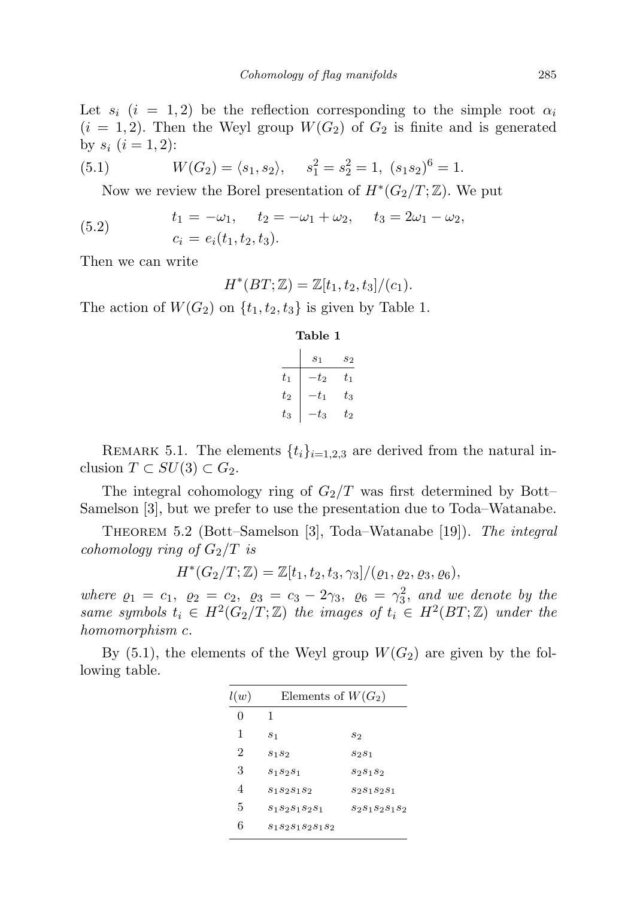Let $s_i$ $(i = 1, 2)$ be the reflection corresponding to the simple root $\alpha_i$ $(i = 1, 2)$. Then the Weyl group $W(G_2)$ of $G_2$ is finite and is generated by $s_i$ $(i = 1, 2)$:

$$W(G_2) = \langle s_1, s_2 \rangle, \quad s_1^2 = s_2^2 = 1, \ (s_1 s_2)^6 = 1. \tag{5.1}$$

Now we review the Borel presentation of $H^*(G_2/T;\mathbb{Z})$. We put

$$\begin{aligned} & t_1 = -\omega_1, \quad t_2 = -\omega_1 + \omega_2, \quad t_3 = 2\omega_1 - \omega_2, \\ & c_i = e_i(t_1, t_2, t_3). \end{aligned} \tag{5.2}$$

Then we can write

$$H^*(BT;\mathbb{Z}) = \mathbb{Z}[t_1, t_2, t_3]/(c_1).$$

The action of $W(G_2)$ on $\{t_1, t_2, t_3\}$ is given by Table 1.

**Table 1**

| | $s_1$ | $s_2$ |
|---|---|---|
| $t_1$ | $-t_2$ | $t_1$ |
| $t_2$ | $-t_1$ | $t_3$ |
| $t_3$ | $-t_3$ | $t_2$ |

Remark 5.1. The elements $\{t_i\}_{i=1,2,3}$ are derived from the natural inclusion $T \subset SU(3) \subset G_2$.

The integral cohomology ring of $G_2/T$ was first determined by Bott–Samelson [3], but we prefer to use the presentation due to Toda–Watanabe.

Theorem 5.2 (Bott–Samelson [3], Toda–Watanabe [19]). *The integral cohomology ring of $G_2/T$ is*

$$H^*(G_2/T;\mathbb{Z}) = \mathbb{Z}[t_1, t_2, t_3, \gamma_3]/(\varrho_1, \varrho_2, \varrho_3, \varrho_6),$$

*where $\varrho_1 = c_1$, $\varrho_2 = c_2$, $\varrho_3 = c_3 - 2\gamma_3$, $\varrho_6 = \gamma_3^2$, and we denote by the same symbols $t_i \in H^2(G_2/T;\mathbb{Z})$ the images of $t_i \in H^2(BT;\mathbb{Z})$ under the homomorphism $c$.*

By (5.1), the elements of the Weyl group $W(G_2)$ are given by the following table.

| $l(w)$ | Elements of $W(G_2)$ | |
|---|---|---|
| 0 | $1$ | |
| 1 | $s_1$ | $s_2$ |
| 2 | $s_1 s_2$ | $s_2 s_1$ |
| 3 | $s_1 s_2 s_1$ | $s_2 s_1 s_2$ |
| 4 | $s_1 s_2 s_1 s_2$ | $s_2 s_1 s_2 s_1$ |
| 5 | $s_1 s_2 s_1 s_2 s_1$ | $s_2 s_1 s_2 s_1 s_2$ |
| 6 | $s_1 s_2 s_1 s_2 s_1 s_2$ | |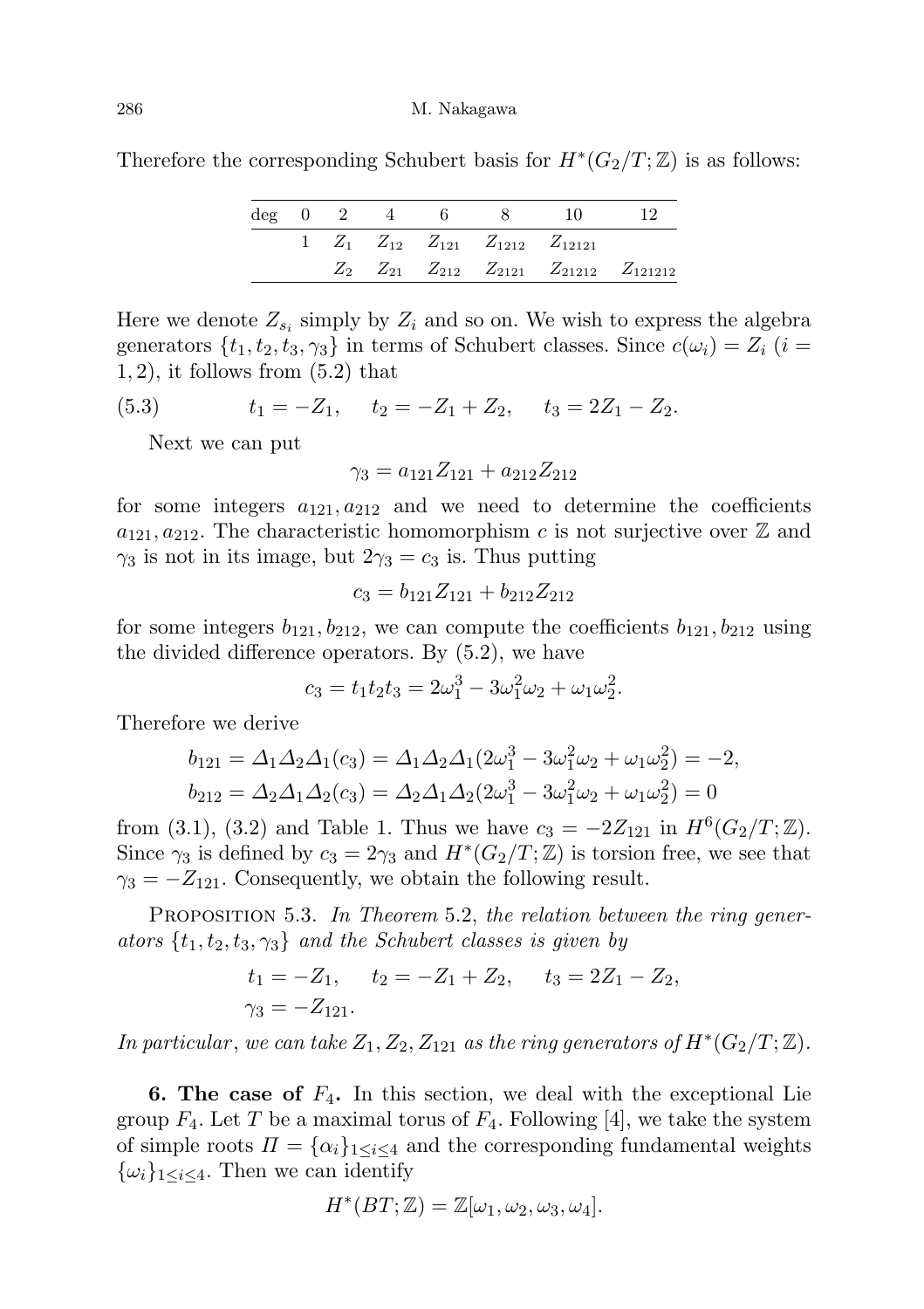Therefore the corresponding Schubert basis for $H^*(G_2/T;\mathbb{Z})$ is as follows:

| deg | 0 | 2 | 4 | 6 | 8 | 10 | 12 |
|---|---|---|---|---|---|---|---|
| | 1 | $Z_1$ | $Z_{12}$ | $Z_{121}$ | $Z_{1212}$ | $Z_{12121}$ | |
| | | $Z_2$ | $Z_{21}$ | $Z_{212}$ | $Z_{2121}$ | $Z_{21212}$ | $Z_{121212}$ |

Here we denote $Z_{s_i}$ simply by $Z_i$ and so on. We wish to express the algebra generators $\{t_1, t_2, t_3, \gamma_3\}$ in terms of Schubert classes. Since $c(\omega_i) = Z_i$ $(i = 1, 2)$, it follows from (5.2) that

$$t_1 = -Z_1, \quad t_2 = -Z_1 + Z_2, \quad t_3 = 2Z_1 - Z_2. \tag{5.3}$$

Next we can put

$$\gamma_3 = a_{121}Z_{121} + a_{212}Z_{212}$$

for some integers $a_{121}, a_{212}$ and we need to determine the coefficients $a_{121}, a_{212}$. The characteristic homomorphism $c$ is not surjective over $\mathbb{Z}$ and $\gamma_3$ is not in its image, but $2\gamma_3 = c_3$ is. Thus putting

$$c_3 = b_{121}Z_{121} + b_{212}Z_{212}$$

for some integers $b_{121}, b_{212}$, we can compute the coefficients $b_{121}, b_{212}$ using the divided difference operators. By (5.2), we have

$$c_3 = t_1t_2t_3 = 2\omega_1^3 - 3\omega_1^2\omega_2 + \omega_1\omega_2^2.$$

Therefore we derive

$$b_{121} = \Delta_1\Delta_2\Delta_1(c_3) = \Delta_1\Delta_2\Delta_1(2\omega_1^3 - 3\omega_1^2\omega_2 + \omega_1\omega_2^2) = -2,$$
$$b_{212} = \Delta_2\Delta_1\Delta_2(c_3) = \Delta_2\Delta_1\Delta_2(2\omega_1^3 - 3\omega_1^2\omega_2 + \omega_1\omega_2^2) = 0$$

from (3.1), (3.2) and Table 1. Thus we have $c_3 = -2Z_{121}$ in $H^6(G_2/T;\mathbb{Z})$. Since $\gamma_3$ is defined by $c_3 = 2\gamma_3$ and $H^*(G_2/T;\mathbb{Z})$ is torsion free, we see that $\gamma_3 = -Z_{121}$. Consequently, we obtain the following result.

Proposition 5.3. *In Theorem 5.2, the relation between the ring generators $\{t_1, t_2, t_3, \gamma_3\}$ and the Schubert classes is given by*

$$t_1 = -Z_1, \quad t_2 = -Z_1 + Z_2, \quad t_3 = 2Z_1 - Z_2,$$
$$\gamma_3 = -Z_{121}.$$

*In particular, we can take $Z_1, Z_2, Z_{121}$ as the ring generators of $H^*(G_2/T;\mathbb{Z})$.*

## 6. The case of $F_4$.

In this section, we deal with the exceptional Lie group $F_4$. Let $T$ be a maximal torus of $F_4$. Following [4], we take the system of simple roots $\Pi = \{\alpha_i\}_{1\le i\le 4}$ and the corresponding fundamental weights $\{\omega_i\}_{1\le i\le 4}$. Then we can identify

$$H^*(BT;\mathbb{Z}) = \mathbb{Z}[\omega_1, \omega_2, \omega_3, \omega_4].$$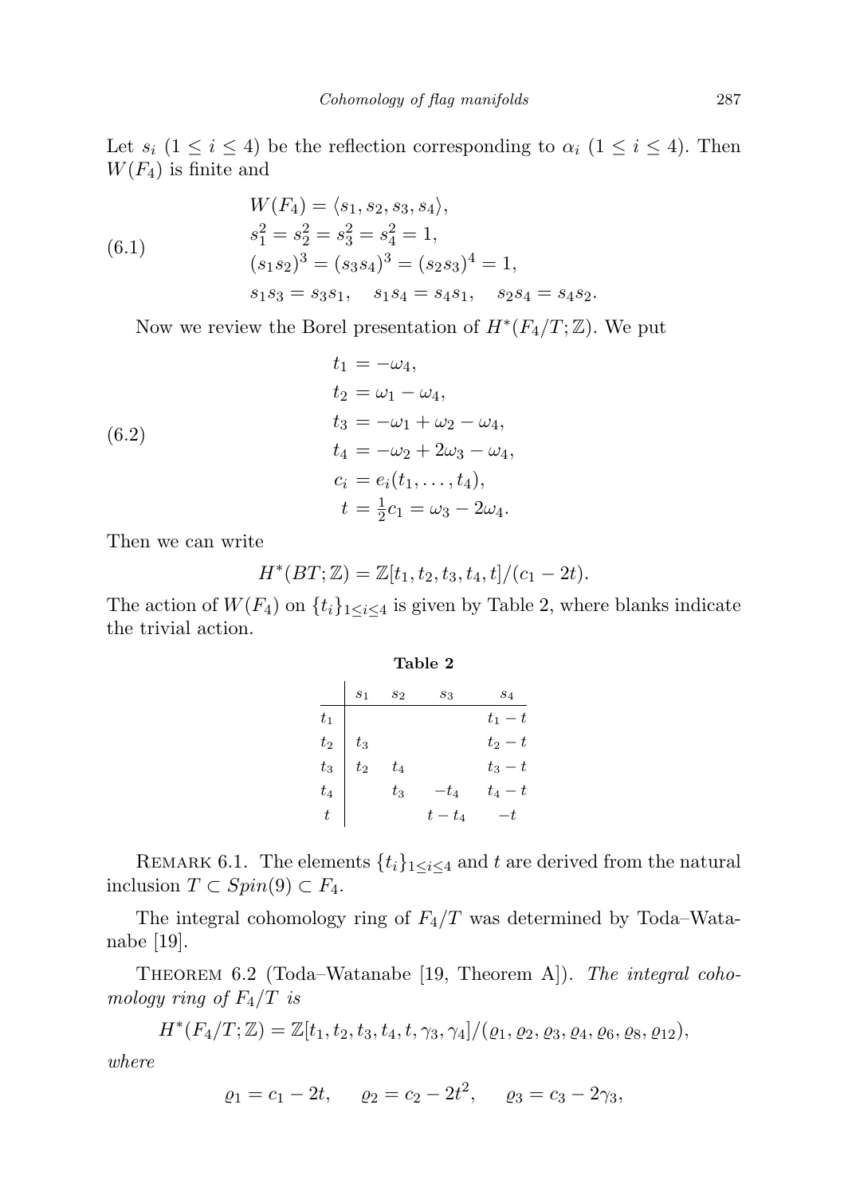Let $s_i$ $(1 \leq i \leq 4)$ be the reflection corresponding to $\alpha_i$ $(1 \leq i \leq 4)$. Then $W(F_4)$ is finite and

$$
\begin{aligned}
&W(F_4) = \langle s_1, s_2, s_3, s_4 \rangle, \\
&s_1^2 = s_2^2 = s_3^2 = s_4^2 = 1, \\
&(s_1 s_2)^3 = (s_3 s_4)^3 = (s_2 s_3)^4 = 1, \\
&s_1 s_3 = s_3 s_1, \quad s_1 s_4 = s_4 s_1, \quad s_2 s_4 = s_4 s_2.
\end{aligned} \tag{6.1}
$$

Now we review the Borel presentation of $H^*(F_4/T;\mathbb{Z})$. We put

$$
\begin{aligned}
t_1 &= -\omega_4, \\
t_2 &= \omega_1 - \omega_4, \\
t_3 &= -\omega_1 + \omega_2 - \omega_4, \\
t_4 &= -\omega_2 + 2\omega_3 - \omega_4, \\
c_i &= e_i(t_1, \ldots, t_4), \\
t &= \tfrac{1}{2} c_1 = \omega_3 - 2\omega_4.
\end{aligned} \tag{6.2}
$$

Then we can write

$$
H^*(BT;\mathbb{Z}) = \mathbb{Z}[t_1, t_2, t_3, t_4, t]/(c_1 - 2t).
$$

The action of $W(F_4)$ on $\{t_i\}_{1 \leq i \leq 4}$ is given by Table 2, where blanks indicate the trivial action.

**Table 2**

| | $s_1$ | $s_2$ | $s_3$ | $s_4$ |
|---|---|---|---|---|
| $t_1$ | | | | $t_1 - t$ |
| $t_2$ | $t_3$ | | | $t_2 - t$ |
| $t_3$ | $t_2$ | $t_4$ | | $t_3 - t$ |
| $t_4$ | | $t_3$ | $-t_4$ | $t_4 - t$ |
| $t$ | | | $t - t_4$ | $-t$ |

Remark 6.1. The elements $\{t_i\}_{1 \leq i \leq 4}$ and $t$ are derived from the natural inclusion $T \subset Spin(9) \subset F_4$.

The integral cohomology ring of $F_4/T$ was determined by Toda–Watanabe [19].

Theorem 6.2 (Toda–Watanabe [19, Theorem A]). *The integral cohomology ring of $F_4/T$ is*

$$
H^*(F_4/T;\mathbb{Z}) = \mathbb{Z}[t_1, t_2, t_3, t_4, t, \gamma_3, \gamma_4]/(\varrho_1, \varrho_2, \varrho_3, \varrho_4, \varrho_6, \varrho_8, \varrho_{12}),
$$

*where*

$$
\varrho_1 = c_1 - 2t, \qquad \varrho_2 = c_2 - 2t^2, \qquad \varrho_3 = c_3 - 2\gamma_3,
$$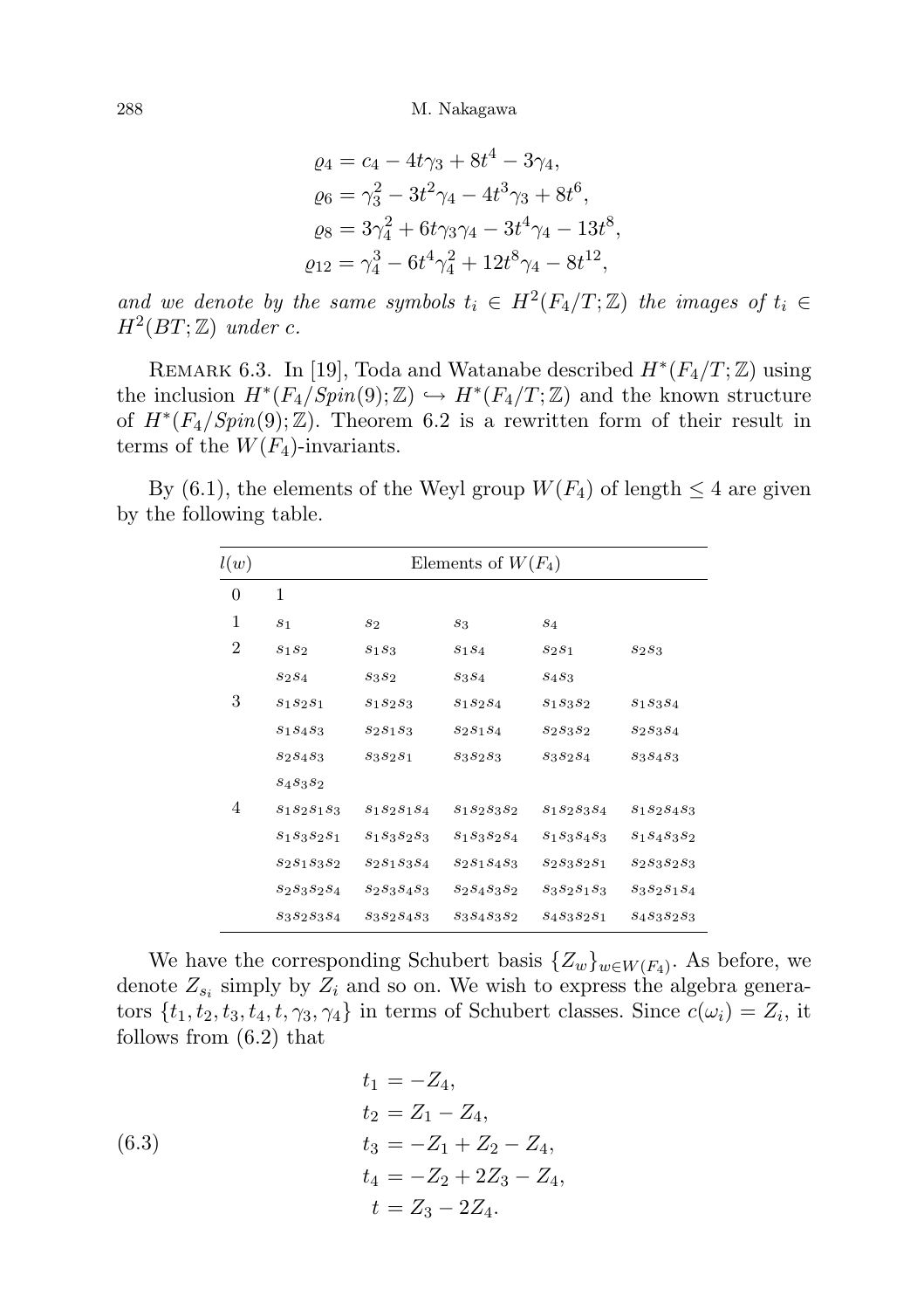$$\varrho_4 = c_4 - 4t\gamma_3 + 8t^4 - 3\gamma_4,$$
$$\varrho_6 = \gamma_3^2 - 3t^2\gamma_4 - 4t^3\gamma_3 + 8t^6,$$
$$\varrho_8 = 3\gamma_4^2 + 6t\gamma_3\gamma_4 - 3t^4\gamma_4 - 13t^8,$$
$$\varrho_{12} = \gamma_4^3 - 6t^4\gamma_4^2 + 12t^8\gamma_4 - 8t^{12},$$

*and we denote by the same symbols $t_i \in H^2(F_4/T;\mathbb{Z})$ the images of $t_i \in H^2(BT;\mathbb{Z})$ under $c$.*

Remark 6.3. In [19], Toda and Watanabe described $H^*(F_4/T;\mathbb{Z})$ using the inclusion $H^*(F_4/Spin(9);\mathbb{Z}) \hookrightarrow H^*(F_4/T;\mathbb{Z})$ and the known structure of $H^*(F_4/Spin(9);\mathbb{Z})$. Theorem 6.2 is a rewritten form of their result in terms of the $W(F_4)$-invariants.

By (6.1), the elements of the Weyl group $W(F_4)$ of length $\leq 4$ are given by the following table.

| $l(w)$ | Elements of $W(F_4)$ | | | | |
|---|---|---|---|---|---|
| 0 | $1$ | | | | |
| 1 | $s_1$ | $s_2$ | $s_3$ | $s_4$ | |
| 2 | $s_1s_2$ | $s_1s_3$ | $s_1s_4$ | $s_2s_1$ | $s_2s_3$ |
| | $s_2s_4$ | $s_3s_2$ | $s_3s_4$ | $s_4s_3$ | |
| 3 | $s_1s_2s_1$ | $s_1s_2s_3$ | $s_1s_2s_4$ | $s_1s_3s_2$ | $s_1s_3s_4$ |
| | $s_1s_4s_3$ | $s_2s_1s_3$ | $s_2s_1s_4$ | $s_2s_3s_2$ | $s_2s_3s_4$ |
| | $s_2s_4s_3$ | $s_3s_2s_1$ | $s_3s_2s_3$ | $s_3s_2s_4$ | $s_3s_4s_3$ |
| | $s_4s_3s_2$ | | | | |
| 4 | $s_1s_2s_1s_3$ | $s_1s_2s_1s_4$ | $s_1s_2s_3s_2$ | $s_1s_2s_3s_4$ | $s_1s_2s_4s_3$ |
| | $s_1s_3s_2s_1$ | $s_1s_3s_2s_3$ | $s_1s_3s_2s_4$ | $s_1s_3s_4s_3$ | $s_1s_4s_3s_2$ |
| | $s_2s_1s_3s_2$ | $s_2s_1s_3s_4$ | $s_2s_1s_4s_3$ | $s_2s_3s_2s_1$ | $s_2s_3s_2s_3$ |
| | $s_2s_3s_2s_4$ | $s_2s_3s_4s_3$ | $s_2s_4s_3s_2$ | $s_3s_2s_1s_3$ | $s_3s_2s_1s_4$ |
| | $s_3s_2s_3s_4$ | $s_3s_2s_4s_3$ | $s_3s_4s_3s_2$ | $s_4s_3s_2s_1$ | $s_4s_3s_2s_3$ |

We have the corresponding Schubert basis $\{Z_w\}_{w \in W(F_4)}$. As before, we denote $Z_{s_i}$ simply by $Z_i$ and so on. We wish to express the algebra generators $\{t_1, t_2, t_3, t_4, t, \gamma_3, \gamma_4\}$ in terms of Schubert classes. Since $c(\omega_i) = Z_i$, it follows from (6.2) that

$$
\begin{aligned}
t_1 &= -Z_4, \\
t_2 &= Z_1 - Z_4, \\
t_3 &= -Z_1 + Z_2 - Z_4, \\
t_4 &= -Z_2 + 2Z_3 - Z_4, \\
t &= Z_3 - 2Z_4.
\end{aligned}
\tag{6.3}
$$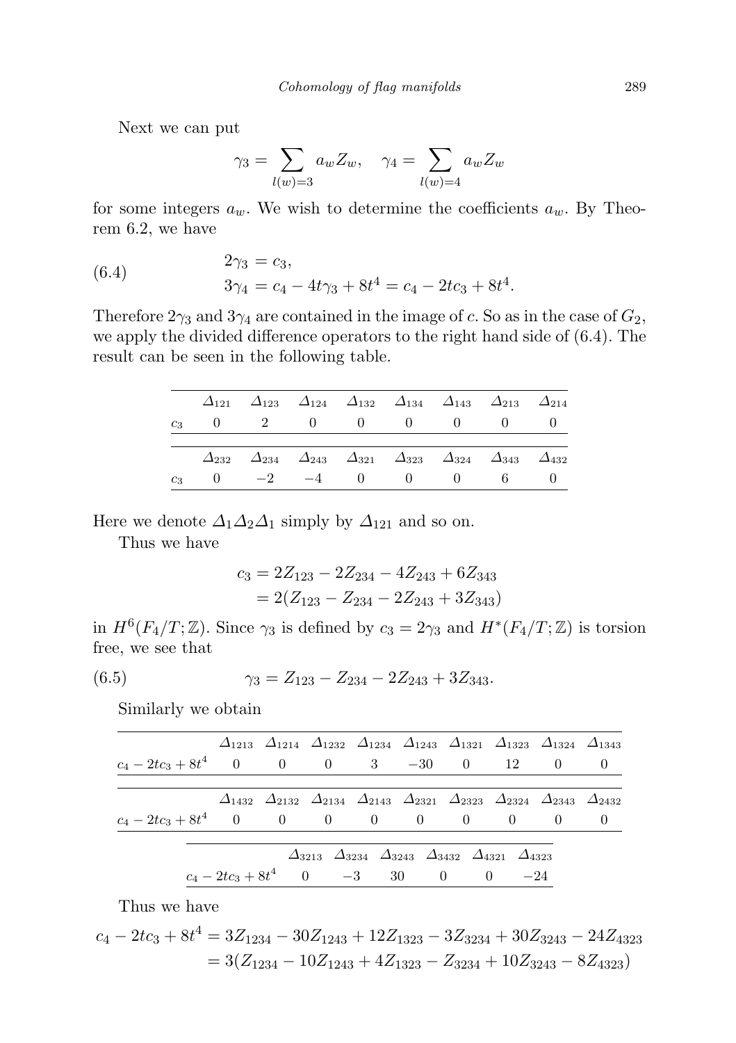Next we can put

$$\gamma_3 = \sum_{l(w)=3} a_w Z_w, \quad \gamma_4 = \sum_{l(w)=4} a_w Z_w$$

for some integers $a_w$. We wish to determine the coefficients $a_w$. By Theorem 6.2, we have

$$\begin{aligned} 2\gamma_3 &= c_3, \\ 3\gamma_4 &= c_4 - 4t\gamma_3 + 8t^4 = c_4 - 2tc_3 + 8t^4. \end{aligned} \tag{6.4}$$

Therefore $2\gamma_3$ and $3\gamma_4$ are contained in the image of $c$. So as in the case of $G_2$, we apply the divided difference operators to the right hand side of (6.4). The result can be seen in the following table.

| | $\Delta_{121}$ | $\Delta_{123}$ | $\Delta_{124}$ | $\Delta_{132}$ | $\Delta_{134}$ | $\Delta_{143}$ | $\Delta_{213}$ | $\Delta_{214}$ |
|---|---|---|---|---|---|---|---|---|
| $c_3$ | 0 | 2 | 0 | 0 | 0 | 0 | 0 | 0 |

| | $\Delta_{232}$ | $\Delta_{234}$ | $\Delta_{243}$ | $\Delta_{321}$ | $\Delta_{323}$ | $\Delta_{324}$ | $\Delta_{343}$ | $\Delta_{432}$ |
|---|---|---|---|---|---|---|---|---|
| $c_3$ | 0 | $-2$ | $-4$ | 0 | 0 | 0 | 6 | 0 |

Here we denote $\Delta_1\Delta_2\Delta_1$ simply by $\Delta_{121}$ and so on.

Thus we have

$$\begin{aligned} c_3 &= 2Z_{123} - 2Z_{234} - 4Z_{243} + 6Z_{343} \\ &= 2(Z_{123} - Z_{234} - 2Z_{243} + 3Z_{343}) \end{aligned}$$

in $H^6(F_4/T;\mathbb{Z})$. Since $\gamma_3$ is defined by $c_3 = 2\gamma_3$ and $H^*(F_4/T;\mathbb{Z})$ is torsion free, we see that

$$\gamma_3 = Z_{123} - Z_{234} - 2Z_{243} + 3Z_{343}. \tag{6.5}$$

Similarly we obtain

| | $\Delta_{1213}$ | $\Delta_{1214}$ | $\Delta_{1232}$ | $\Delta_{1234}$ | $\Delta_{1243}$ | $\Delta_{1321}$ | $\Delta_{1323}$ | $\Delta_{1324}$ | $\Delta_{1343}$ |
|---|---|---|---|---|---|---|---|---|---|
| $c_4 - 2tc_3 + 8t^4$ | 0 | 0 | 0 | 3 | $-30$ | 0 | 12 | 0 | 0 |

| | $\Delta_{1432}$ | $\Delta_{2132}$ | $\Delta_{2134}$ | $\Delta_{2143}$ | $\Delta_{2321}$ | $\Delta_{2323}$ | $\Delta_{2324}$ | $\Delta_{2343}$ | $\Delta_{2432}$ |
|---|---|---|---|---|---|---|---|---|---|
| $c_4 - 2tc_3 + 8t^4$ | 0 | 0 | 0 | 0 | 0 | 0 | 0 | 0 | 0 |

| | $\Delta_{3213}$ | $\Delta_{3234}$ | $\Delta_{3243}$ | $\Delta_{3432}$ | $\Delta_{4321}$ | $\Delta_{4323}$ |
|---|---|---|---|---|---|---|
| $c_4 - 2tc_3 + 8t^4$ | 0 | $-3$ | 30 | 0 | 0 | $-24$ |

Thus we have

$$\begin{aligned} c_4 - 2tc_3 + 8t^4 &= 3Z_{1234} - 30Z_{1243} + 12Z_{1323} - 3Z_{3234} + 30Z_{3243} - 24Z_{4323} \\ &= 3(Z_{1234} - 10Z_{1243} + 4Z_{1323} - Z_{3234} + 10Z_{3243} - 8Z_{4323}) \end{aligned}$$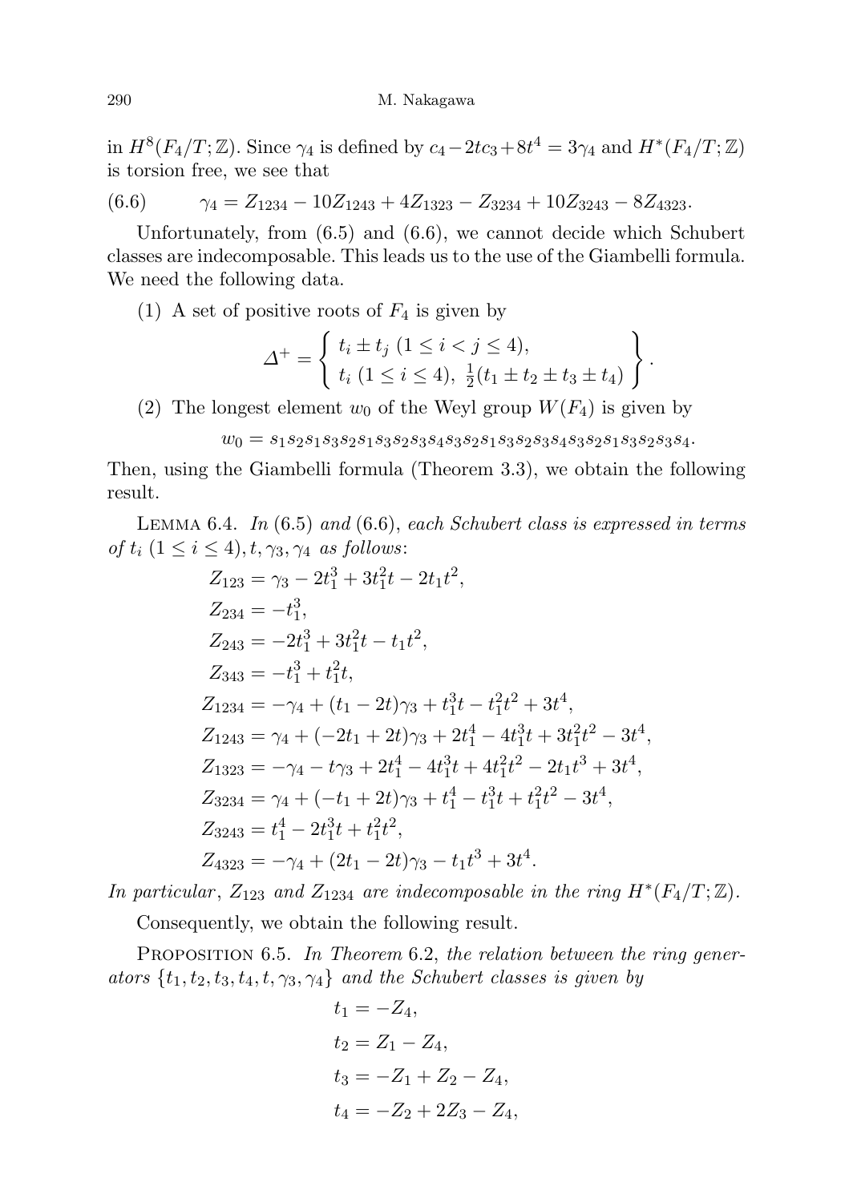in $H^8(F_4/T;\mathbb{Z})$. Since $\gamma_4$ is defined by $c_4-2tc_3+8t^4=3\gamma_4$ and $H^*(F_4/T;\mathbb{Z})$ is torsion free, we see that

$$\gamma_4 = Z_{1234} - 10Z_{1243} + 4Z_{1323} - Z_{3234} + 10Z_{3243} - 8Z_{4323}. \tag{6.6}$$

Unfortunately, from (6.5) and (6.6), we cannot decide which Schubert classes are indecomposable. This leads us to the use of the Giambelli formula. We need the following data.

(1) A set of positive roots of $F_4$ is given by

$$\Delta^+ = \left\{ \begin{array}{l} t_i \pm t_j \ (1 \le i < j \le 4), \\ t_i \ (1 \le i \le 4), \ \frac{1}{2}(t_1 \pm t_2 \pm t_3 \pm t_4) \end{array} \right\}.$$

(2) The longest element $w_0$ of the Weyl group $W(F_4)$ is given by

$$w_0 = s_1s_2s_1s_3s_2s_1s_3s_2s_3s_4s_3s_2s_1s_3s_2s_3s_4s_3s_2s_1s_3s_2s_3s_4.$$

Then, using the Giambelli formula (Theorem 3.3), we obtain the following result.

Lemma 6.4. *In* (6.5) *and* (6.6), *each Schubert class is expressed in terms of $t_i$ $(1 \le i \le 4), t, \gamma_3, \gamma_4$ as follows*:

$$\begin{aligned}
Z_{123} &= \gamma_3 - 2t_1^3 + 3t_1^2 t - 2t_1 t^2, \\
Z_{234} &= -t_1^3, \\
Z_{243} &= -2t_1^3 + 3t_1^2 t - t_1 t^2, \\
Z_{343} &= -t_1^3 + t_1^2 t, \\
Z_{1234} &= -\gamma_4 + (t_1 - 2t)\gamma_3 + t_1^3 t - t_1^2 t^2 + 3t^4, \\
Z_{1243} &= \gamma_4 + (-2t_1 + 2t)\gamma_3 + 2t_1^4 - 4t_1^3 t + 3t_1^2 t^2 - 3t^4, \\
Z_{1323} &= -\gamma_4 - t\gamma_3 + 2t_1^4 - 4t_1^3 t + 4t_1^2 t^2 - 2t_1 t^3 + 3t^4, \\
Z_{3234} &= \gamma_4 + (-t_1 + 2t)\gamma_3 + t_1^4 - t_1^3 t + t_1^2 t^2 - 3t^4, \\
Z_{3243} &= t_1^4 - 2t_1^3 t + t_1^2 t^2, \\
Z_{4323} &= -\gamma_4 + (2t_1 - 2t)\gamma_3 - t_1 t^3 + 3t^4.
\end{aligned}$$

*In particular*, $Z_{123}$ *and* $Z_{1234}$ *are indecomposable in the ring* $H^*(F_4/T;\mathbb{Z})$.

Consequently, we obtain the following result.

Proposition 6.5. *In Theorem* 6.2, *the relation between the ring generators* $\{t_1, t_2, t_3, t_4, t, \gamma_3, \gamma_4\}$ *and the Schubert classes is given by*

$$\begin{aligned}
t_1 &= -Z_4, \\
t_2 &= Z_1 - Z_4, \\
t_3 &= -Z_1 + Z_2 - Z_4, \\
t_4 &= -Z_2 + 2Z_3 - Z_4,
\end{aligned}$$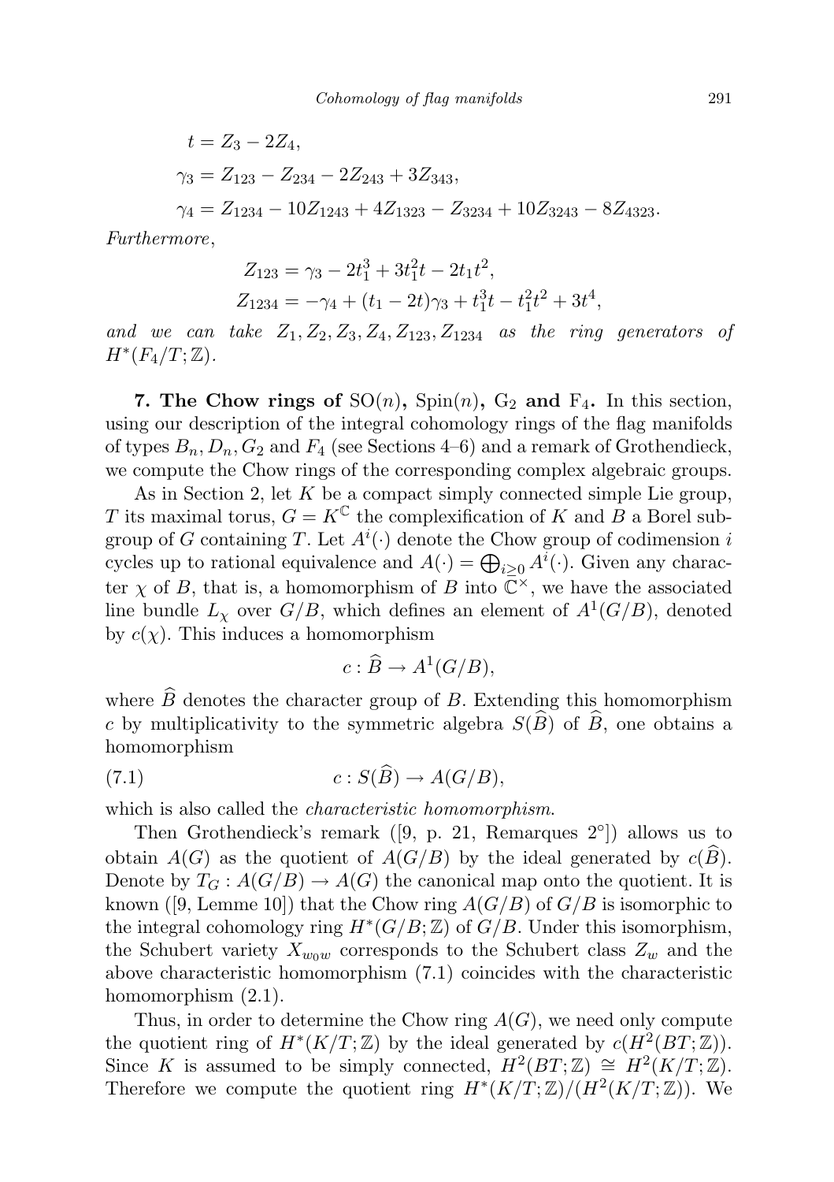$$t = Z_3 - 2Z_4,$$

$$\gamma_3 = Z_{123} - Z_{234} - 2Z_{243} + 3Z_{343},$$

$$\gamma_4 = Z_{1234} - 10Z_{1243} + 4Z_{1323} - Z_{3234} + 10Z_{3243} - 8Z_{4323}.$$

*Furthermore*,

$$Z_{123} = \gamma_3 - 2t_1^3 + 3t_1^2 t - 2t_1 t^2,$$

$$Z_{1234} = -\gamma_4 + (t_1 - 2t)\gamma_3 + t_1^3 t - t_1^2 t^2 + 3t^4,$$

*and we can take* $Z_1, Z_2, Z_3, Z_4, Z_{123}, Z_{1234}$ *as the ring generators of* $H^*(F_4/T;\mathbb{Z})$.

**7. The Chow rings of** $\mathrm{SO}(n)$**,** $\mathrm{Spin}(n)$**,** $\mathrm{G}_2$ **and** $\mathrm{F}_4$**.** In this section, using our description of the integral cohomology rings of the flag manifolds of types $B_n, D_n, G_2$ and $F_4$ (see Sections 4–6) and a remark of Grothendieck, we compute the Chow rings of the corresponding complex algebraic groups.

As in Section 2, let $K$ be a compact simply connected simple Lie group, $T$ its maximal torus, $G = K^{\mathbb{C}}$ the complexification of $K$ and $B$ a Borel subgroup of $G$ containing $T$. Let $A^i(\cdot)$ denote the Chow group of codimension $i$ cycles up to rational equivalence and $A(\cdot) = \bigoplus_{i\geq 0} A^i(\cdot)$. Given any character $\chi$ of $B$, that is, a homomorphism of $B$ into $\mathbb{C}^\times$, we have the associated line bundle $L_\chi$ over $G/B$, which defines an element of $A^1(G/B)$, denoted by $c(\chi)$. This induces a homomorphism

$$c : \widehat{B} \to A^1(G/B),$$

where $\widehat{B}$ denotes the character group of $B$. Extending this homomorphism $c$ by multiplicativity to the symmetric algebra $S(\widehat{B})$ of $\widehat{B}$, one obtains a homomorphism

$$c : S(\widehat{B}) \to A(G/B), \tag{7.1}$$

which is also called the *characteristic homomorphism*.

Then Grothendieck's remark ([9, p. 21, Remarques 2°]) allows us to obtain $A(G)$ as the quotient of $A(G/B)$ by the ideal generated by $c(\widehat{B})$. Denote by $T_G : A(G/B) \to A(G)$ the canonical map onto the quotient. It is known ([9, Lemme 10]) that the Chow ring $A(G/B)$ of $G/B$ is isomorphic to the integral cohomology ring $H^*(G/B;\mathbb{Z})$ of $G/B$. Under this isomorphism, the Schubert variety $X_{w_0 w}$ corresponds to the Schubert class $Z_w$ and the above characteristic homomorphism (7.1) coincides with the characteristic homomorphism (2.1).

Thus, in order to determine the Chow ring $A(G)$, we need only compute the quotient ring of $H^*(K/T;\mathbb{Z})$ by the ideal generated by $c(H^2(BT;\mathbb{Z}))$. Since $K$ is assumed to be simply connected, $H^2(BT;\mathbb{Z}) \cong H^2(K/T;\mathbb{Z})$. Therefore we compute the quotient ring $H^*(K/T;\mathbb{Z})/(H^2(K/T;\mathbb{Z}))$. We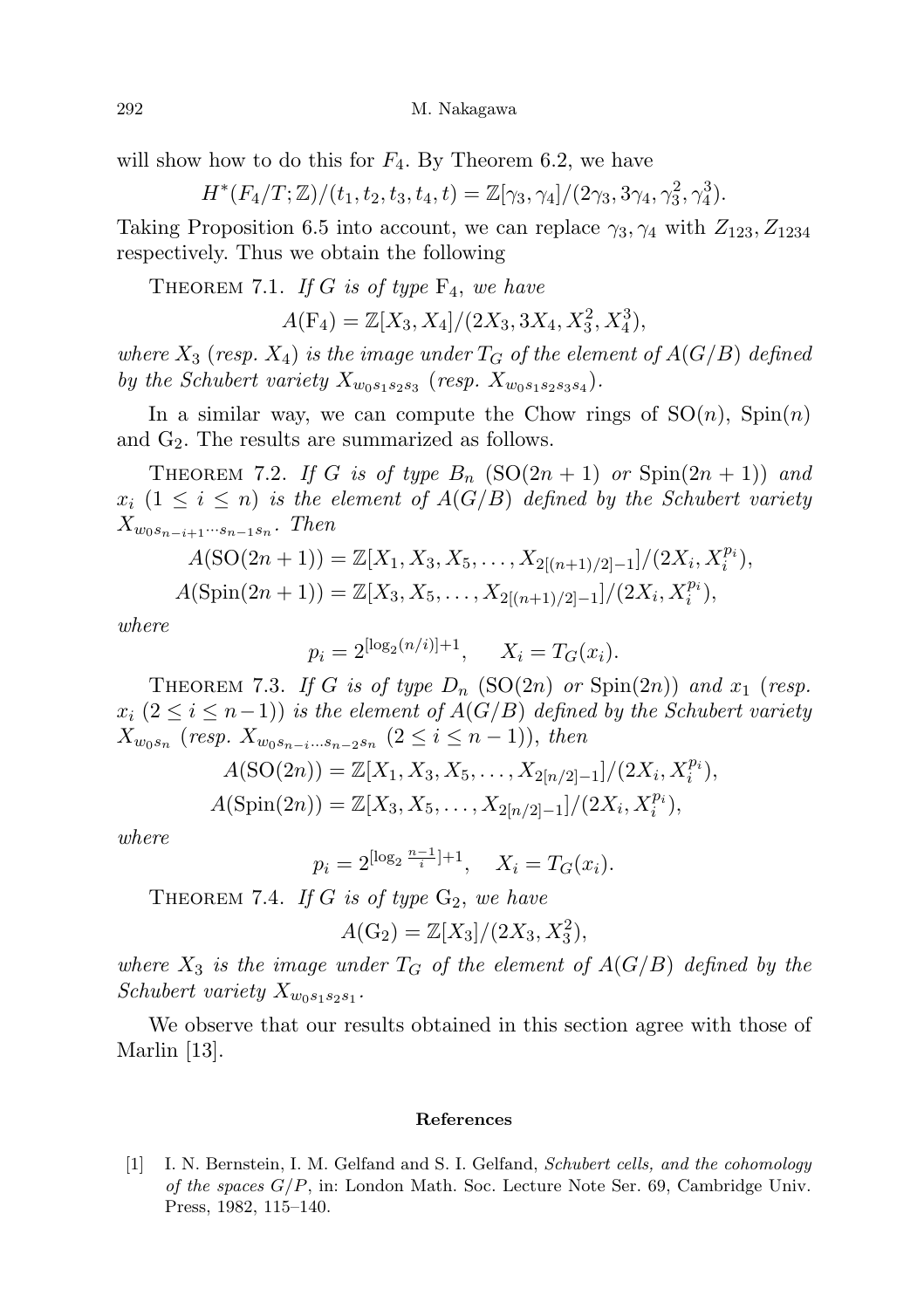will show how to do this for $F_4$. By Theorem 6.2, we have

$$H^*(F_4/T;\mathbb{Z})/(t_1,t_2,t_3,t_4,t) = \mathbb{Z}[\gamma_3,\gamma_4]/(2\gamma_3, 3\gamma_4, \gamma_3^2, \gamma_4^3).$$

Taking Proposition 6.5 into account, we can replace $\gamma_3, \gamma_4$ with $Z_{123}, Z_{1234}$ respectively. Thus we obtain the following

Theorem 7.1. *If $G$ is of type* $\mathrm{F}_4$, *we have*

$$A(\mathrm{F}_4) = \mathbb{Z}[X_3, X_4]/(2X_3, 3X_4, X_3^2, X_4^3),$$

*where $X_3$ (resp. $X_4$) is the image under $T_G$ of the element of $A(G/B)$ defined by the Schubert variety $X_{w_0 s_1 s_2 s_3}$ (resp. $X_{w_0 s_1 s_2 s_3 s_4}$).*

In a similar way, we can compute the Chow rings of $\mathrm{SO}(n)$, $\mathrm{Spin}(n)$ and $\mathrm{G}_2$. The results are summarized as follows.

Theorem 7.2. *If $G$ is of type $B_n$ ($\mathrm{SO}(2n+1)$ or $\mathrm{Spin}(2n+1)$) and $x_i$ $(1 \le i \le n)$ is the element of $A(G/B)$ defined by the Schubert variety $X_{w_0 s_{n-i+1} \cdots s_{n-1} s_n}$. Then*

$$A(\mathrm{SO}(2n+1)) = \mathbb{Z}[X_1, X_3, X_5, \ldots, X_{2[(n+1)/2]-1}]/(2X_i, X_i^{p_i}),$$
$$A(\mathrm{Spin}(2n+1)) = \mathbb{Z}[X_3, X_5, \ldots, X_{2[(n+1)/2]-1}]/(2X_i, X_i^{p_i}),$$

*where*

$$p_i = 2^{[\log_2(n/i)]+1}, \qquad X_i = T_G(x_i).$$

Theorem 7.3. *If $G$ is of type $D_n$ ($\mathrm{SO}(2n)$ or $\mathrm{Spin}(2n)$) and $x_1$ (resp. $x_i$ $(2 \le i \le n-1)$) is the element of $A(G/B)$ defined by the Schubert variety $X_{w_0 s_n}$ (resp. $X_{w_0 s_{n-i} \cdots s_{n-2} s_n}$ $(2 \le i \le n-1)$), then*

$$A(\mathrm{SO}(2n)) = \mathbb{Z}[X_1, X_3, X_5, \ldots, X_{2[n/2]-1}]/(2X_i, X_i^{p_i}),$$
$$A(\mathrm{Spin}(2n)) = \mathbb{Z}[X_3, X_5, \ldots, X_{2[n/2]-1}]/(2X_i, X_i^{p_i}),$$

*where*

$$p_i = 2^{[\log_2 \frac{n-1}{i}]+1}, \quad X_i = T_G(x_i).$$

Theorem 7.4. *If $G$ is of type* $\mathrm{G}_2$, *we have*

$$A(\mathrm{G}_2) = \mathbb{Z}[X_3]/(2X_3, X_3^2),$$

*where $X_3$ is the image under $T_G$ of the element of $A(G/B)$ defined by the Schubert variety $X_{w_0 s_1 s_2 s_1}$.*

We observe that our results obtained in this section agree with those of Marlin [13].

#### References

[1] I. N. Bernstein, I. M. Gelfand and S. I. Gelfand, *Schubert cells, and the cohomology of the spaces $G/P$*, in: London Math. Soc. Lecture Note Ser. 69, Cambridge Univ. Press, 1982, 115–140.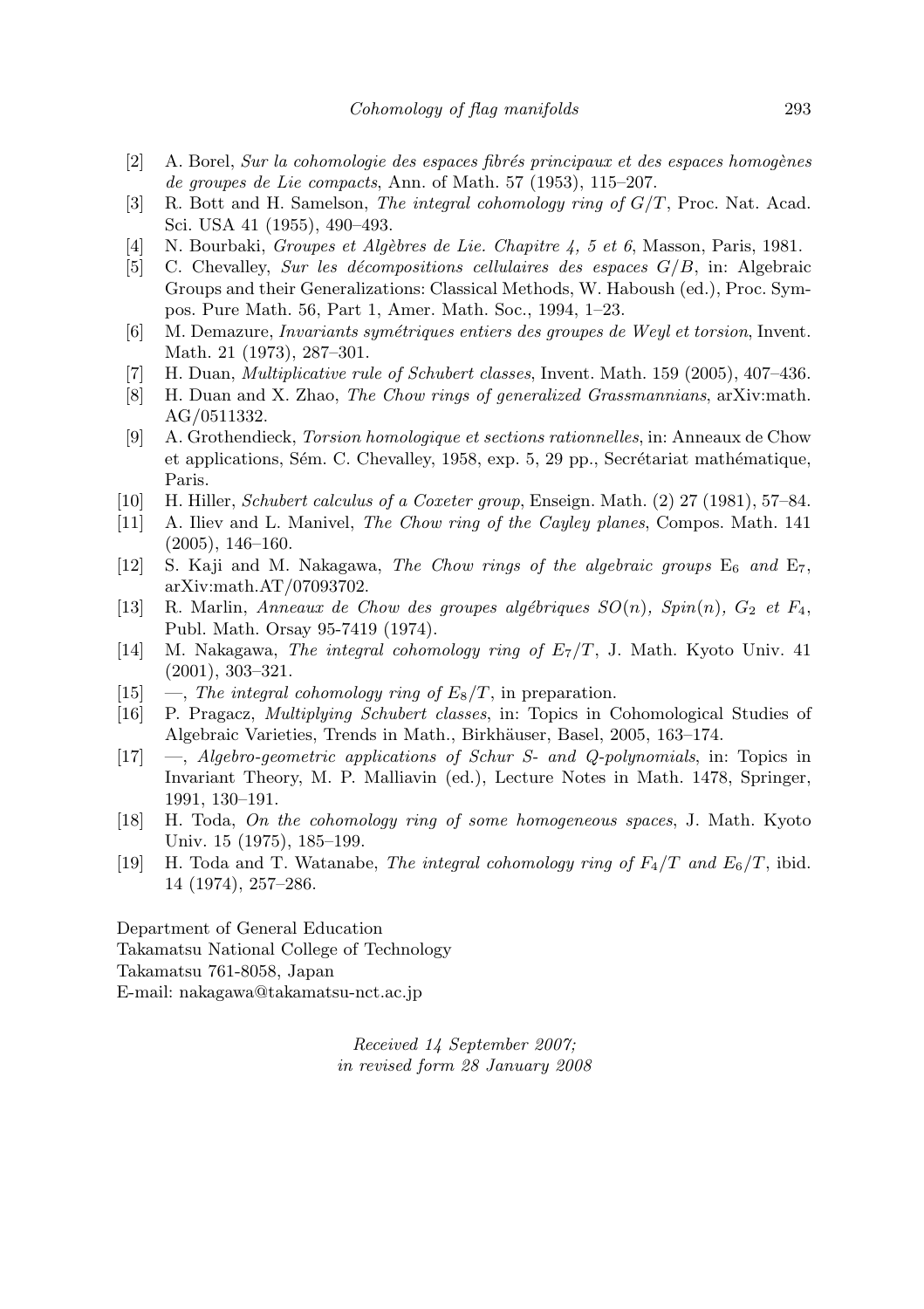[2] A. Borel, *Sur la cohomologie des espaces fibrés principaux et des espaces homogènes de groupes de Lie compacts*, Ann. of Math. 57 (1953), 115–207.

[3] R. Bott and H. Samelson, *The integral cohomology ring of $G/T$*, Proc. Nat. Acad. Sci. USA 41 (1955), 490–493.

[4] N. Bourbaki, *Groupes et Algèbres de Lie. Chapitre 4, 5 et 6*, Masson, Paris, 1981.

[5] C. Chevalley, *Sur les décompositions cellulaires des espaces $G/B$*, in: Algebraic Groups and their Generalizations: Classical Methods, W. Haboush (ed.), Proc. Sympos. Pure Math. 56, Part 1, Amer. Math. Soc., 1994, 1–23.

[6] M. Demazure, *Invariants symétriques entiers des groupes de Weyl et torsion*, Invent. Math. 21 (1973), 287–301.

[7] H. Duan, *Multiplicative rule of Schubert classes*, Invent. Math. 159 (2005), 407–436.

[8] H. Duan and X. Zhao, *The Chow rings of generalized Grassmannians*, arXiv:math. AG/0511332.

[9] A. Grothendieck, *Torsion homologique et sections rationnelles*, in: Anneaux de Chow et applications, Sém. C. Chevalley, 1958, exp. 5, 29 pp., Secrétariat mathématique, Paris.

[10] H. Hiller, *Schubert calculus of a Coxeter group*, Enseign. Math. (2) 27 (1981), 57–84.

[11] A. Iliev and L. Manivel, *The Chow ring of the Cayley planes*, Compos. Math. 141 (2005), 146–160.

[12] S. Kaji and M. Nakagawa, *The Chow rings of the algebraic groups* $\mathrm{E}_6$ *and* $\mathrm{E}_7$, arXiv:math.AT/07093702.

[13] R. Marlin, *Anneaux de Chow des groupes algébriques $SO(n)$, $Spin(n)$, $G_2$ et $F_4$*, Publ. Math. Orsay 95-7419 (1974).

[14] M. Nakagawa, *The integral cohomology ring of $E_7/T$*, J. Math. Kyoto Univ. 41 (2001), 303–321.

[15] —, *The integral cohomology ring of $E_8/T$*, in preparation.

[16] P. Pragacz, *Multiplying Schubert classes*, in: Topics in Cohomological Studies of Algebraic Varieties, Trends in Math., Birkhäuser, Basel, 2005, 163–174.

[17] —, *Algebro-geometric applications of Schur S- and Q-polynomials*, in: Topics in Invariant Theory, M. P. Malliavin (ed.), Lecture Notes in Math. 1478, Springer, 1991, 130–191.

[18] H. Toda, *On the cohomology ring of some homogeneous spaces*, J. Math. Kyoto Univ. 15 (1975), 185–199.

[19] H. Toda and T. Watanabe, *The integral cohomology ring of $F_4/T$ and $E_6/T$*, ibid. 14 (1974), 257–286.

Department of General Education
Takamatsu National College of Technology
Takamatsu 761-8058, Japan
E-mail: nakagawa@takamatsu-nct.ac.jp

*Received 14 September 2007;*
*in revised form 28 January 2008*